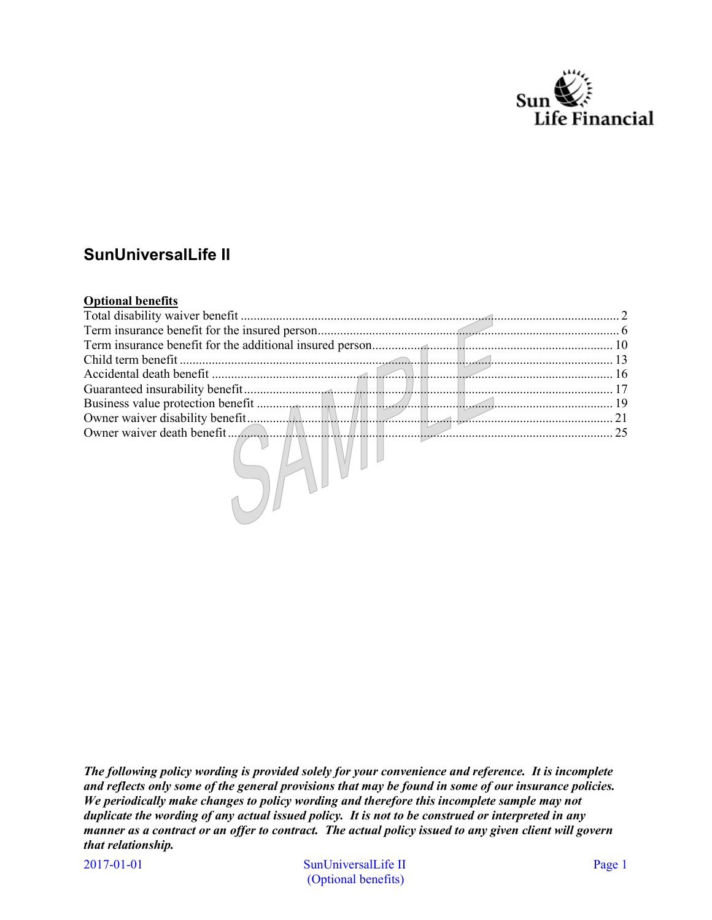# SunUniversalLife II

**Optional benefits**

| Benefit | Page |
|---|---|
| Total disability waiver benefit | 2 |
| Term insurance benefit for the insured person | 6 |
| Term insurance benefit for the additional insured person | 10 |
| Child term benefit | 13 |
| Accidental death benefit | 16 |
| Guaranteed insurability benefit | 17 |
| Business value protection benefit | 19 |
| Owner waiver disability benefit | 21 |
| Owner waiver death benefit | 25 |

SAMPLE

***The following policy wording is provided solely for your convenience and reference. It is incomplete and reflects only some of the general provisions that may be found in some of our insurance policies. We periodically make changes to policy wording and therefore this incomplete sample may not duplicate the wording of any actual issued policy. It is not to be construed or interpreted in any manner as a contract or an offer to contract. The actual policy issued to any given client will govern that relationship.***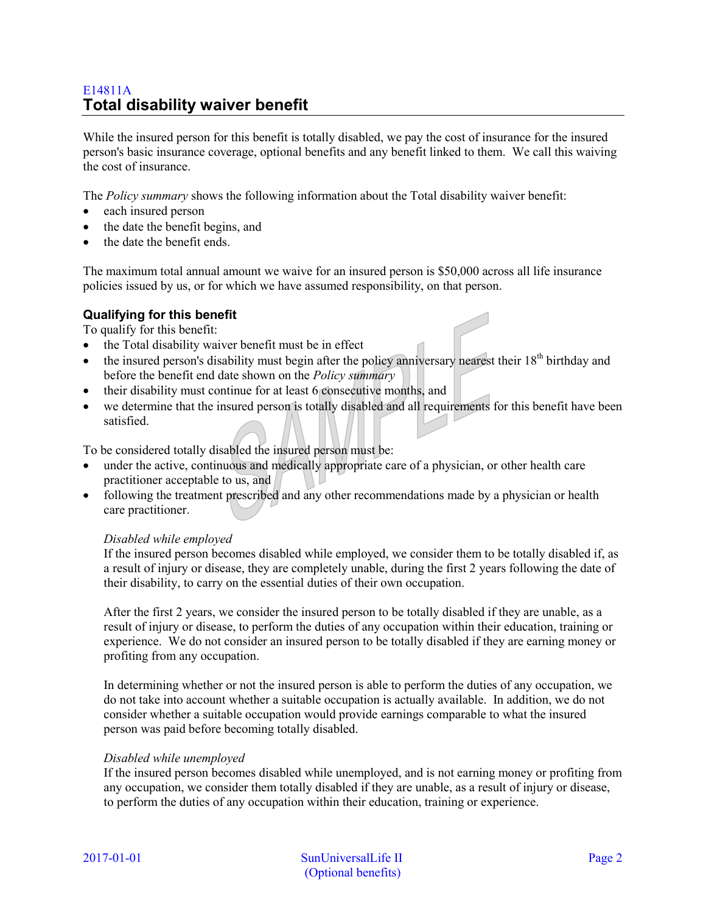E14811A

## Total disability waiver benefit

While the insured person for this benefit is totally disabled, we pay the cost of insurance for the insured person's basic insurance coverage, optional benefits and any benefit linked to them. We call this waiving the cost of insurance.

The *Policy summary* shows the following information about the Total disability waiver benefit:

- each insured person
- the date the benefit begins, and
- the date the benefit ends.

The maximum total annual amount we waive for an insured person is $50,000 across all life insurance policies issued by us, or for which we have assumed responsibility, on that person.

### Qualifying for this benefit

To qualify for this benefit:

- the Total disability waiver benefit must be in effect
- the insured person's disability must begin after the policy anniversary nearest their 18th birthday and before the benefit end date shown on the *Policy summary*
- their disability must continue for at least 6 consecutive months, and
- we determine that the insured person is totally disabled and all requirements for this benefit have been satisfied.

To be considered totally disabled the insured person must be:

- under the active, continuous and medically appropriate care of a physician, or other health care practitioner acceptable to us, and
- following the treatment prescribed and any other recommendations made by a physician or health care practitioner.

*Disabled while employed*

If the insured person becomes disabled while employed, we consider them to be totally disabled if, as a result of injury or disease, they are completely unable, during the first 2 years following the date of their disability, to carry on the essential duties of their own occupation.

After the first 2 years, we consider the insured person to be totally disabled if they are unable, as a result of injury or disease, to perform the duties of any occupation within their education, training or experience. We do not consider an insured person to be totally disabled if they are earning money or profiting from any occupation.

In determining whether or not the insured person is able to perform the duties of any occupation, we do not take into account whether a suitable occupation is actually available. In addition, we do not consider whether a suitable occupation would provide earnings comparable to what the insured person was paid before becoming totally disabled.

*Disabled while unemployed*

If the insured person becomes disabled while unemployed, and is not earning money or profiting from any occupation, we consider them totally disabled if they are unable, as a result of injury or disease, to perform the duties of any occupation within their education, training or experience.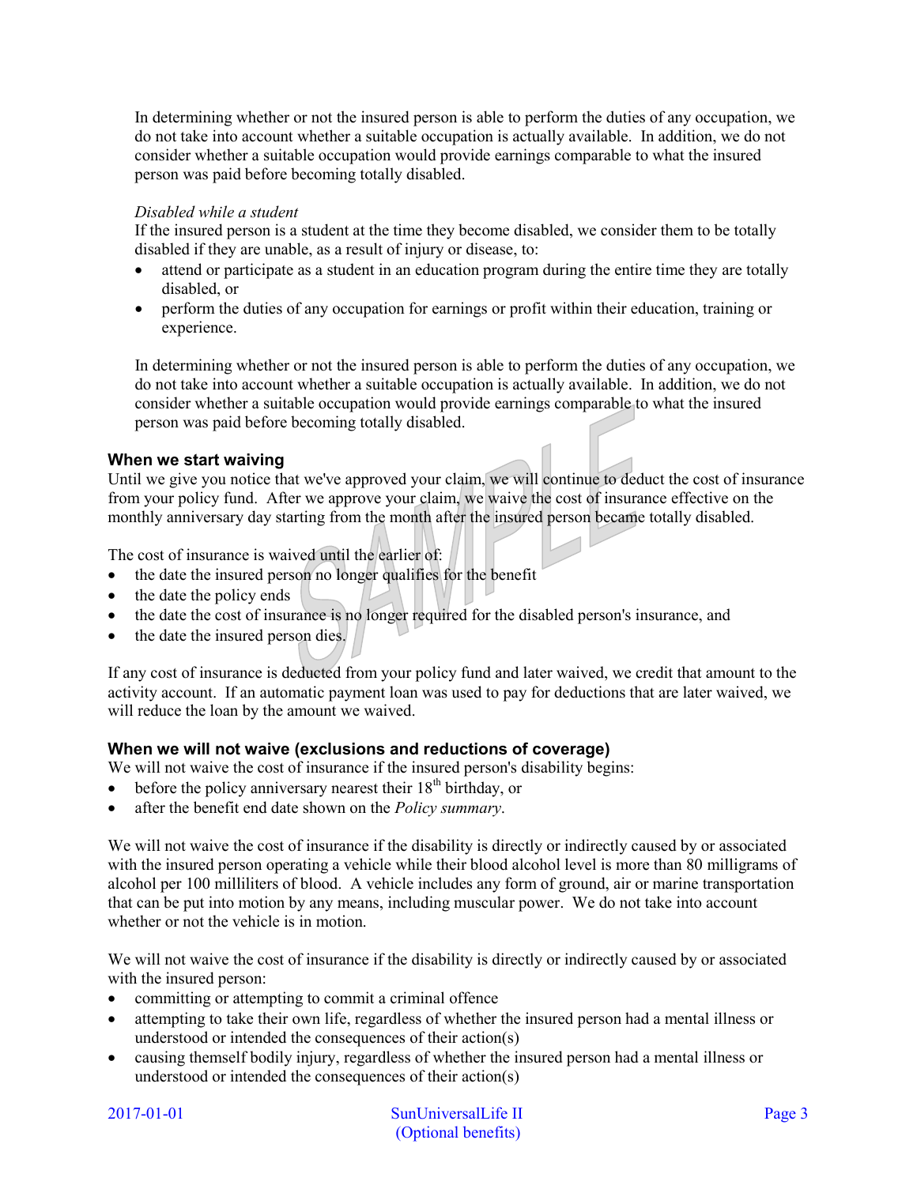In determining whether or not the insured person is able to perform the duties of any occupation, we do not take into account whether a suitable occupation is actually available. In addition, we do not consider whether a suitable occupation would provide earnings comparable to what the insured person was paid before becoming totally disabled.

*Disabled while a student*

If the insured person is a student at the time they become disabled, we consider them to be totally disabled if they are unable, as a result of injury or disease, to:

- attend or participate as a student in an education program during the entire time they are totally disabled, or
- perform the duties of any occupation for earnings or profit within their education, training or experience.

In determining whether or not the insured person is able to perform the duties of any occupation, we do not take into account whether a suitable occupation is actually available. In addition, we do not consider whether a suitable occupation would provide earnings comparable to what the insured person was paid before becoming totally disabled.

### When we start waiving

Until we give you notice that we've approved your claim, we will continue to deduct the cost of insurance from your policy fund. After we approve your claim, we waive the cost of insurance effective on the monthly anniversary day starting from the month after the insured person became totally disabled.

The cost of insurance is waived until the earlier of:

- the date the insured person no longer qualifies for the benefit
- the date the policy ends
- the date the cost of insurance is no longer required for the disabled person's insurance, and
- the date the insured person dies.

If any cost of insurance is deducted from your policy fund and later waived, we credit that amount to the activity account. If an automatic payment loan was used to pay for deductions that are later waived, we will reduce the loan by the amount we waived.

### When we will not waive (exclusions and reductions of coverage)

We will not waive the cost of insurance if the insured person's disability begins:

- before the policy anniversary nearest their 18th birthday, or
- after the benefit end date shown on the *Policy summary*.

We will not waive the cost of insurance if the disability is directly or indirectly caused by or associated with the insured person operating a vehicle while their blood alcohol level is more than 80 milligrams of alcohol per 100 milliliters of blood. A vehicle includes any form of ground, air or marine transportation that can be put into motion by any means, including muscular power. We do not take into account whether or not the vehicle is in motion.

We will not waive the cost of insurance if the disability is directly or indirectly caused by or associated with the insured person:

- committing or attempting to commit a criminal offence
- attempting to take their own life, regardless of whether the insured person had a mental illness or understood or intended the consequences of their action(s)
- causing themself bodily injury, regardless of whether the insured person had a mental illness or understood or intended the consequences of their action(s)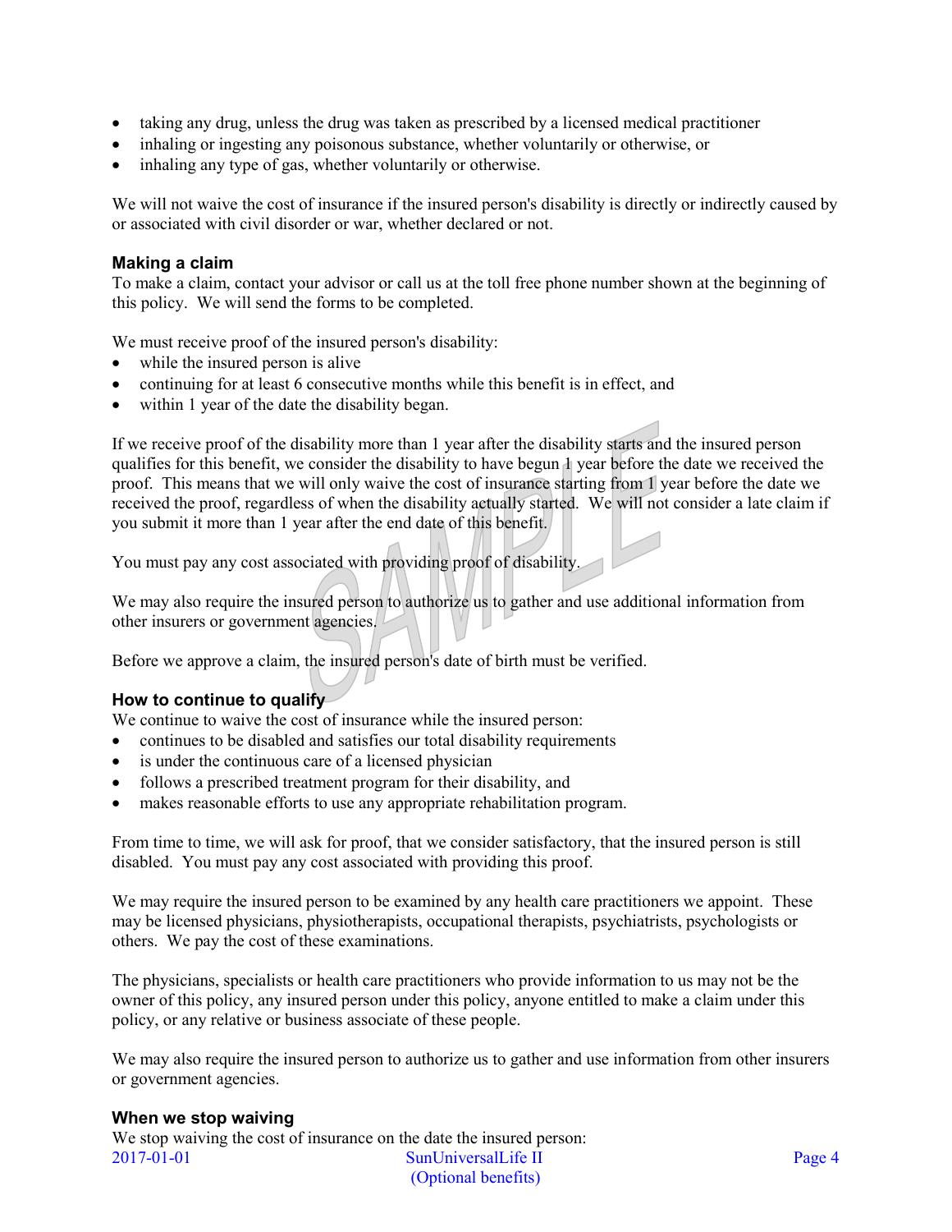- taking any drug, unless the drug was taken as prescribed by a licensed medical practitioner
- inhaling or ingesting any poisonous substance, whether voluntarily or otherwise, or
- inhaling any type of gas, whether voluntarily or otherwise.

We will not waive the cost of insurance if the insured person's disability is directly or indirectly caused by or associated with civil disorder or war, whether declared or not.

### Making a claim

To make a claim, contact your advisor or call us at the toll free phone number shown at the beginning of this policy. We will send the forms to be completed.

We must receive proof of the insured person's disability:

- while the insured person is alive
- continuing for at least 6 consecutive months while this benefit is in effect, and
- within 1 year of the date the disability began.

If we receive proof of the disability more than 1 year after the disability starts and the insured person qualifies for this benefit, we consider the disability to have begun 1 year before the date we received the proof. This means that we will only waive the cost of insurance starting from 1 year before the date we received the proof, regardless of when the disability actually started. We will not consider a late claim if you submit it more than 1 year after the end date of this benefit.

You must pay any cost associated with providing proof of disability.

We may also require the insured person to authorize us to gather and use additional information from other insurers or government agencies.

Before we approve a claim, the insured person's date of birth must be verified.

### How to continue to qualify

We continue to waive the cost of insurance while the insured person:

- continues to be disabled and satisfies our total disability requirements
- is under the continuous care of a licensed physician
- follows a prescribed treatment program for their disability, and
- makes reasonable efforts to use any appropriate rehabilitation program.

From time to time, we will ask for proof, that we consider satisfactory, that the insured person is still disabled. You must pay any cost associated with providing this proof.

We may require the insured person to be examined by any health care practitioners we appoint. These may be licensed physicians, physiotherapists, occupational therapists, psychiatrists, psychologists or others. We pay the cost of these examinations.

The physicians, specialists or health care practitioners who provide information to us may not be the owner of this policy, any insured person under this policy, anyone entitled to make a claim under this policy, or any relative or business associate of these people.

We may also require the insured person to authorize us to gather and use information from other insurers or government agencies.

### When we stop waiving

We stop waiving the cost of insurance on the date the insured person: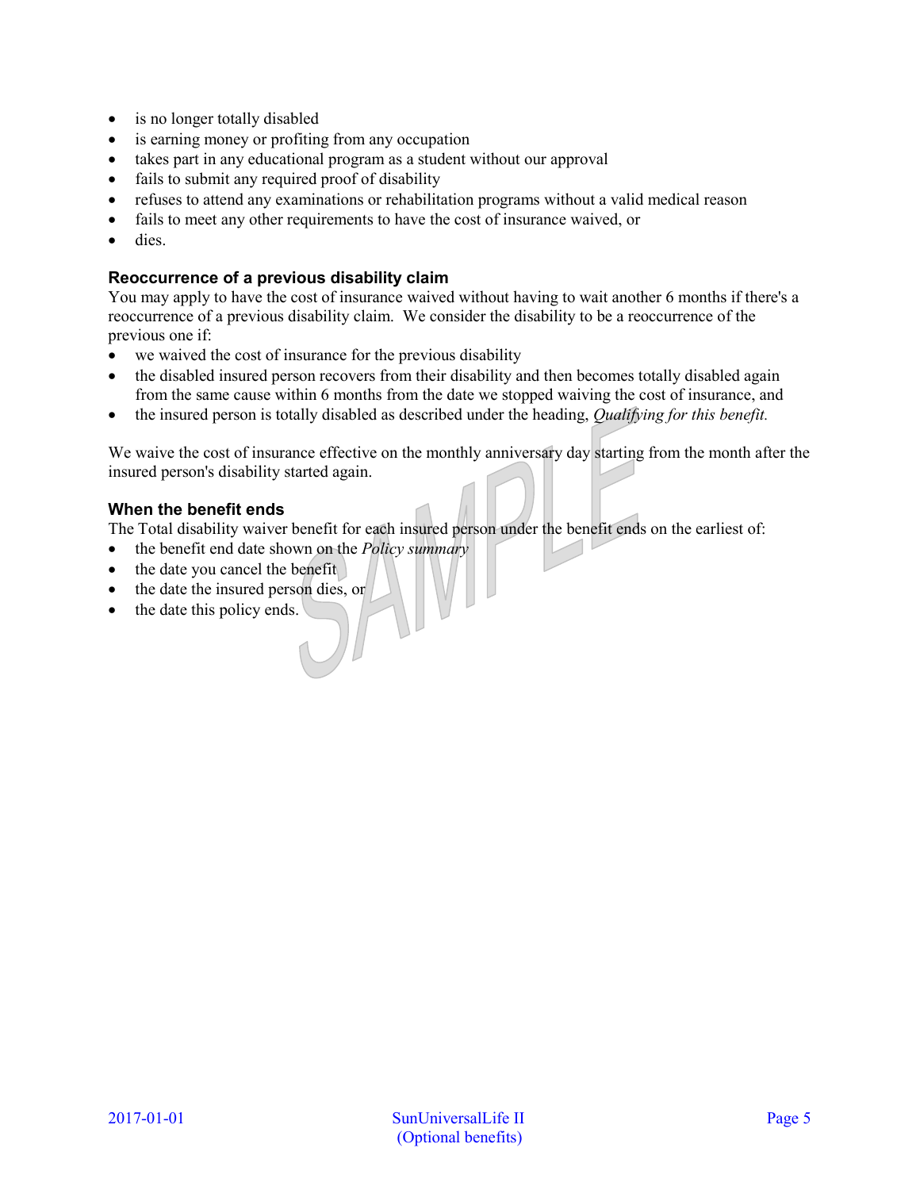- is no longer totally disabled
- is earning money or profiting from any occupation
- takes part in any educational program as a student without our approval
- fails to submit any required proof of disability
- refuses to attend any examinations or rehabilitation programs without a valid medical reason
- fails to meet any other requirements to have the cost of insurance waived, or
- dies.

### Reoccurrence of a previous disability claim

You may apply to have the cost of insurance waived without having to wait another 6 months if there's a reoccurrence of a previous disability claim. We consider the disability to be a reoccurrence of the previous one if:

- we waived the cost of insurance for the previous disability
- the disabled insured person recovers from their disability and then becomes totally disabled again from the same cause within 6 months from the date we stopped waiving the cost of insurance, and
- the insured person is totally disabled as described under the heading, *Qualifying for this benefit.*

We waive the cost of insurance effective on the monthly anniversary day starting from the month after the insured person's disability started again.

### When the benefit ends

The Total disability waiver benefit for each insured person under the benefit ends on the earliest of:

- the benefit end date shown on the *Policy summary*
- the date you cancel the benefit
- the date the insured person dies, or
- the date this policy ends.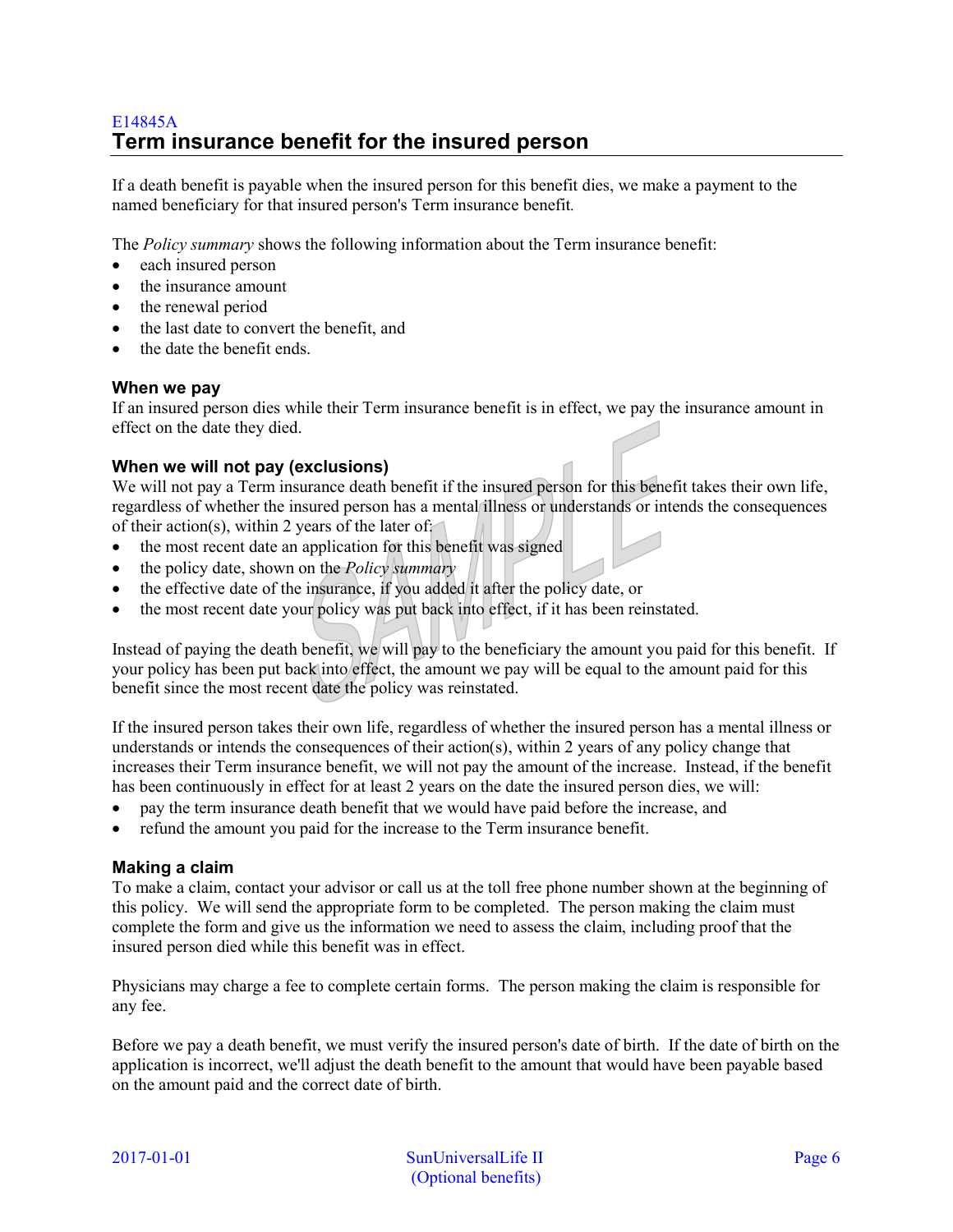E14845A

## Term insurance benefit for the insured person

If a death benefit is payable when the insured person for this benefit dies, we make a payment to the named beneficiary for that insured person's Term insurance benefit.

The *Policy summary* shows the following information about the Term insurance benefit:

- each insured person
- the insurance amount
- the renewal period
- the last date to convert the benefit, and
- the date the benefit ends.

### When we pay

If an insured person dies while their Term insurance benefit is in effect, we pay the insurance amount in effect on the date they died.

### When we will not pay (exclusions)

We will not pay a Term insurance death benefit if the insured person for this benefit takes their own life, regardless of whether the insured person has a mental illness or understands or intends the consequences of their action(s), within 2 years of the later of:

- the most recent date an application for this benefit was signed
- the policy date, shown on the *Policy summary*
- the effective date of the insurance, if you added it after the policy date, or
- the most recent date your policy was put back into effect, if it has been reinstated.

Instead of paying the death benefit, we will pay to the beneficiary the amount you paid for this benefit. If your policy has been put back into effect, the amount we pay will be equal to the amount paid for this benefit since the most recent date the policy was reinstated.

If the insured person takes their own life, regardless of whether the insured person has a mental illness or understands or intends the consequences of their action(s), within 2 years of any policy change that increases their Term insurance benefit, we will not pay the amount of the increase. Instead, if the benefit has been continuously in effect for at least 2 years on the date the insured person dies, we will:

- pay the term insurance death benefit that we would have paid before the increase, and
- refund the amount you paid for the increase to the Term insurance benefit.

### Making a claim

To make a claim, contact your advisor or call us at the toll free phone number shown at the beginning of this policy. We will send the appropriate form to be completed. The person making the claim must complete the form and give us the information we need to assess the claim, including proof that the insured person died while this benefit was in effect.

Physicians may charge a fee to complete certain forms. The person making the claim is responsible for any fee.

Before we pay a death benefit, we must verify the insured person's date of birth. If the date of birth on the application is incorrect, we'll adjust the death benefit to the amount that would have been payable based on the amount paid and the correct date of birth.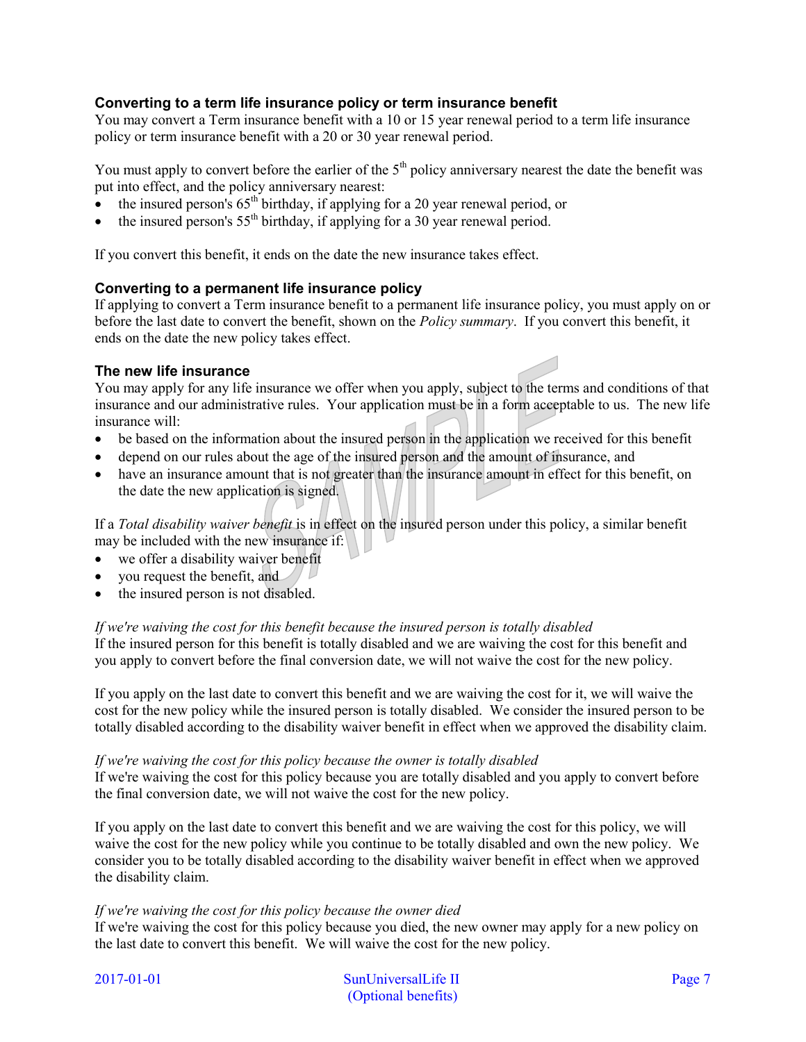### Converting to a term life insurance policy or term insurance benefit

You may convert a Term insurance benefit with a 10 or 15 year renewal period to a term life insurance policy or term insurance benefit with a 20 or 30 year renewal period.

You must apply to convert before the earlier of the 5th policy anniversary nearest the date the benefit was put into effect, and the policy anniversary nearest:

- the insured person's 65th birthday, if applying for a 20 year renewal period, or
- the insured person's 55th birthday, if applying for a 30 year renewal period.

If you convert this benefit, it ends on the date the new insurance takes effect.

### Converting to a permanent life insurance policy

If applying to convert a Term insurance benefit to a permanent life insurance policy, you must apply on or before the last date to convert the benefit, shown on the *Policy summary*. If you convert this benefit, it ends on the date the new policy takes effect.

### The new life insurance

You may apply for any life insurance we offer when you apply, subject to the terms and conditions of that insurance and our administrative rules. Your application must be in a form acceptable to us. The new life insurance will:

- be based on the information about the insured person in the application we received for this benefit
- depend on our rules about the age of the insured person and the amount of insurance, and
- have an insurance amount that is not greater than the insurance amount in effect for this benefit, on the date the new application is signed.

If a *Total disability waiver benefit* is in effect on the insured person under this policy, a similar benefit may be included with the new insurance if:

- we offer a disability waiver benefit
- you request the benefit, and
- the insured person is not disabled.

*If we're waiving the cost for this benefit because the insured person is totally disabled*

If the insured person for this benefit is totally disabled and we are waiving the cost for this benefit and you apply to convert before the final conversion date, we will not waive the cost for the new policy.

If you apply on the last date to convert this benefit and we are waiving the cost for it, we will waive the cost for the new policy while the insured person is totally disabled. We consider the insured person to be totally disabled according to the disability waiver benefit in effect when we approved the disability claim.

*If we're waiving the cost for this policy because the owner is totally disabled*

If we're waiving the cost for this policy because you are totally disabled and you apply to convert before the final conversion date, we will not waive the cost for the new policy.

If you apply on the last date to convert this benefit and we are waiving the cost for this policy, we will waive the cost for the new policy while you continue to be totally disabled and own the new policy. We consider you to be totally disabled according to the disability waiver benefit in effect when we approved the disability claim.

*If we're waiving the cost for this policy because the owner died*

If we're waiving the cost for this policy because you died, the new owner may apply for a new policy on the last date to convert this benefit. We will waive the cost for the new policy.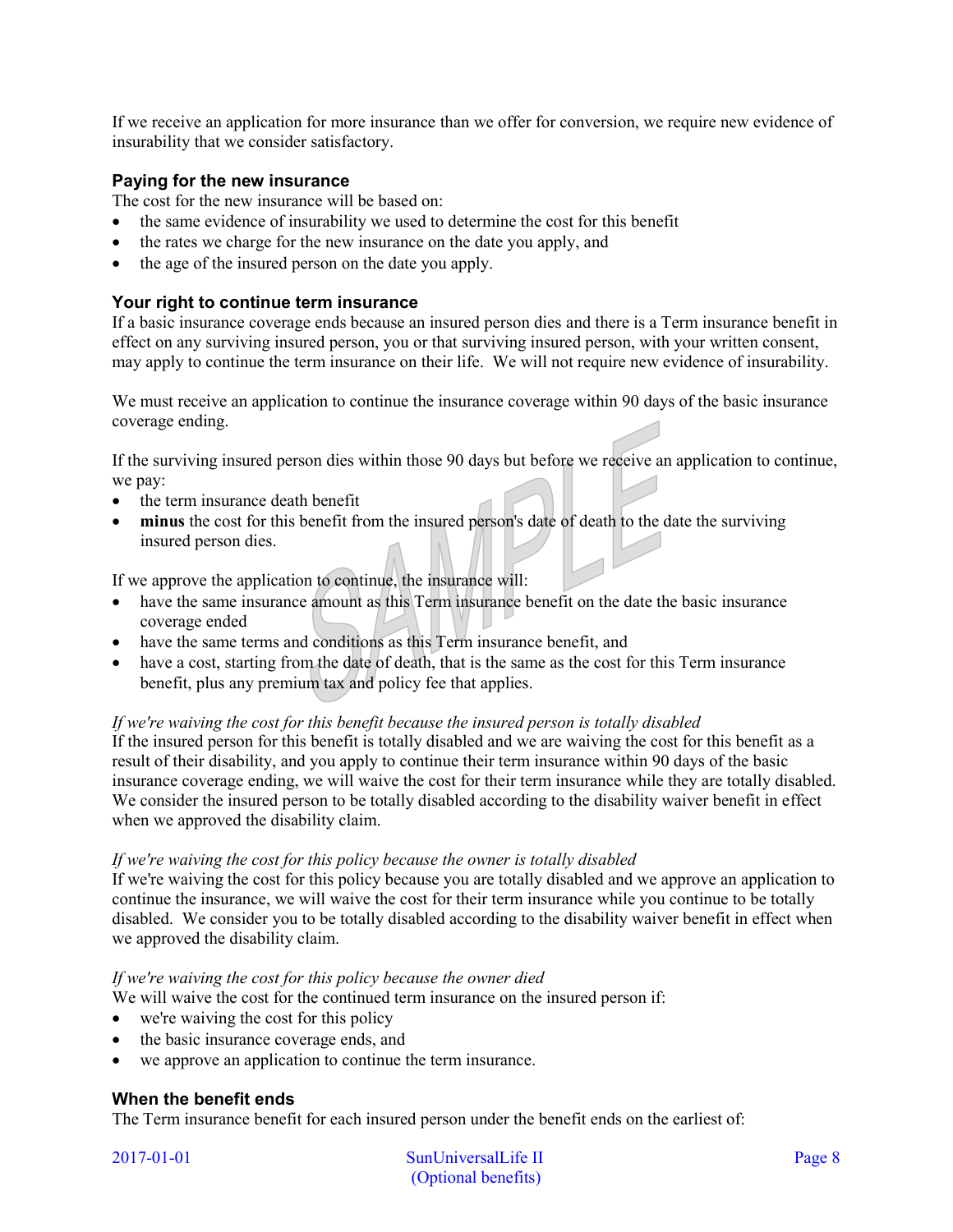If we receive an application for more insurance than we offer for conversion, we require new evidence of insurability that we consider satisfactory.

### Paying for the new insurance

The cost for the new insurance will be based on:

- the same evidence of insurability we used to determine the cost for this benefit
- the rates we charge for the new insurance on the date you apply, and
- the age of the insured person on the date you apply.

### Your right to continue term insurance

If a basic insurance coverage ends because an insured person dies and there is a Term insurance benefit in effect on any surviving insured person, you or that surviving insured person, with your written consent, may apply to continue the term insurance on their life. We will not require new evidence of insurability.

We must receive an application to continue the insurance coverage within 90 days of the basic insurance coverage ending.

If the surviving insured person dies within those 90 days but before we receive an application to continue, we pay:

- the term insurance death benefit
- **minus** the cost for this benefit from the insured person's date of death to the date the surviving insured person dies.

If we approve the application to continue, the insurance will:

- have the same insurance amount as this Term insurance benefit on the date the basic insurance coverage ended
- have the same terms and conditions as this Term insurance benefit, and
- have a cost, starting from the date of death, that is the same as the cost for this Term insurance benefit, plus any premium tax and policy fee that applies.

*If we're waiving the cost for this benefit because the insured person is totally disabled*

If the insured person for this benefit is totally disabled and we are waiving the cost for this benefit as a result of their disability, and you apply to continue their term insurance within 90 days of the basic insurance coverage ending, we will waive the cost for their term insurance while they are totally disabled. We consider the insured person to be totally disabled according to the disability waiver benefit in effect when we approved the disability claim.

*If we're waiving the cost for this policy because the owner is totally disabled*

If we're waiving the cost for this policy because you are totally disabled and we approve an application to continue the insurance, we will waive the cost for their term insurance while you continue to be totally disabled. We consider you to be totally disabled according to the disability waiver benefit in effect when we approved the disability claim.

*If we're waiving the cost for this policy because the owner died*

We will waive the cost for the continued term insurance on the insured person if:

- we're waiving the cost for this policy
- the basic insurance coverage ends, and
- we approve an application to continue the term insurance.

### When the benefit ends

The Term insurance benefit for each insured person under the benefit ends on the earliest of: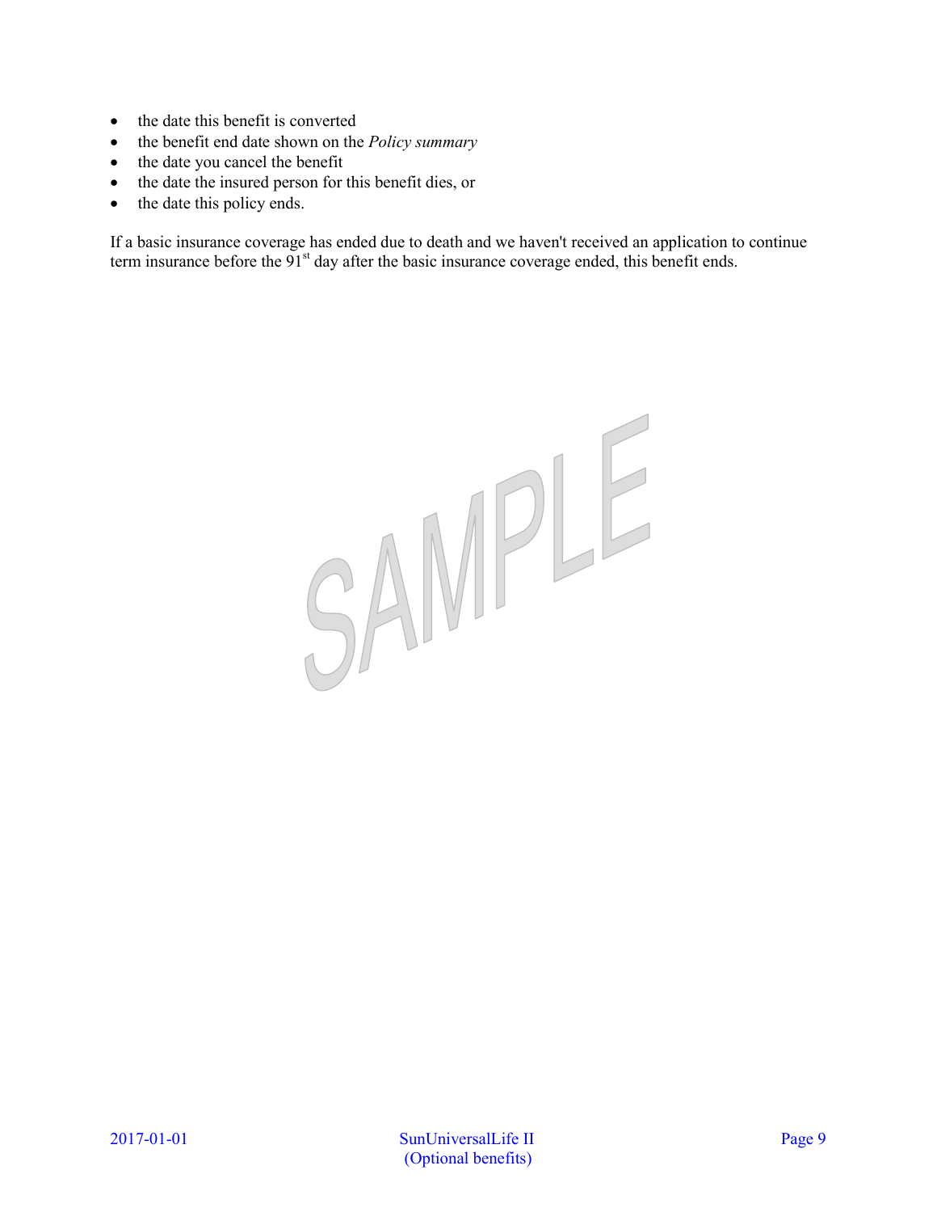- the date this benefit is converted
- the benefit end date shown on the *Policy summary*
- the date you cancel the benefit
- the date the insured person for this benefit dies, or
- the date this policy ends.

If a basic insurance coverage has ended due to death and we haven't received an application to continue term insurance before the 91st day after the basic insurance coverage ended, this benefit ends.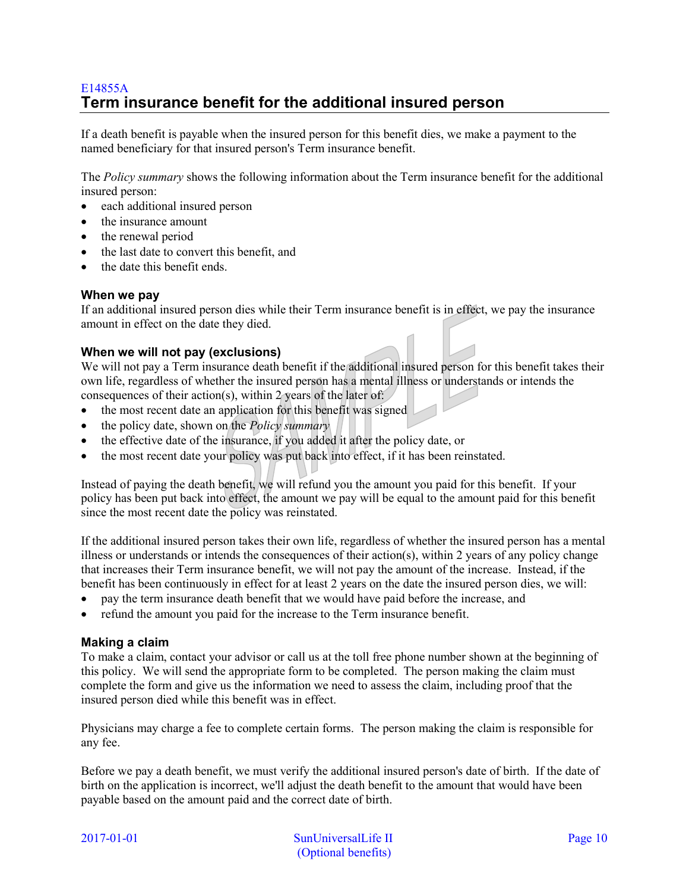E14855A

## Term insurance benefit for the additional insured person

If a death benefit is payable when the insured person for this benefit dies, we make a payment to the named beneficiary for that insured person's Term insurance benefit.

The *Policy summary* shows the following information about the Term insurance benefit for the additional insured person:

- each additional insured person
- the insurance amount
- the renewal period
- the last date to convert this benefit, and
- the date this benefit ends.

### When we pay

If an additional insured person dies while their Term insurance benefit is in effect, we pay the insurance amount in effect on the date they died.

### When we will not pay (exclusions)

We will not pay a Term insurance death benefit if the additional insured person for this benefit takes their own life, regardless of whether the insured person has a mental illness or understands or intends the consequences of their action(s), within 2 years of the later of:

- the most recent date an application for this benefit was signed
- the policy date, shown on the *Policy summary*
- the effective date of the insurance, if you added it after the policy date, or
- the most recent date your policy was put back into effect, if it has been reinstated.

Instead of paying the death benefit, we will refund you the amount you paid for this benefit. If your policy has been put back into effect, the amount we pay will be equal to the amount paid for this benefit since the most recent date the policy was reinstated.

If the additional insured person takes their own life, regardless of whether the insured person has a mental illness or understands or intends the consequences of their action(s), within 2 years of any policy change that increases their Term insurance benefit, we will not pay the amount of the increase. Instead, if the benefit has been continuously in effect for at least 2 years on the date the insured person dies, we will:

- pay the term insurance death benefit that we would have paid before the increase, and
- refund the amount you paid for the increase to the Term insurance benefit.

### Making a claim

To make a claim, contact your advisor or call us at the toll free phone number shown at the beginning of this policy. We will send the appropriate form to be completed. The person making the claim must complete the form and give us the information we need to assess the claim, including proof that the insured person died while this benefit was in effect.

Physicians may charge a fee to complete certain forms. The person making the claim is responsible for any fee.

Before we pay a death benefit, we must verify the additional insured person's date of birth. If the date of birth on the application is incorrect, we'll adjust the death benefit to the amount that would have been payable based on the amount paid and the correct date of birth.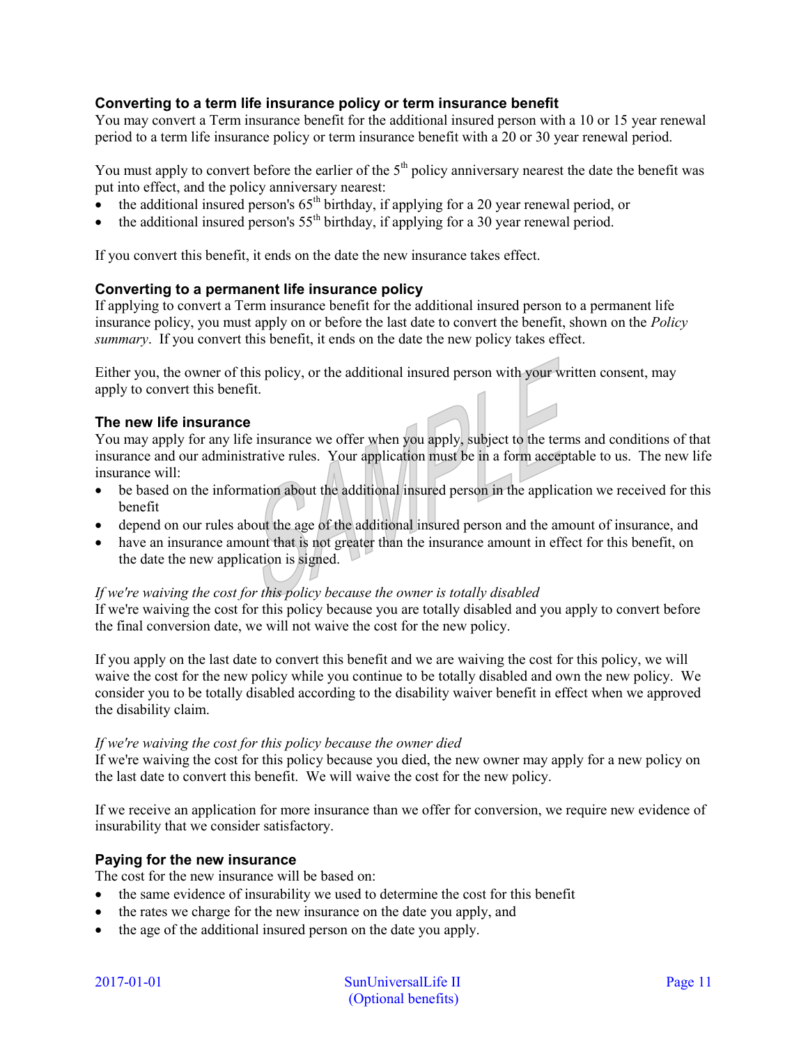### Converting to a term life insurance policy or term insurance benefit

You may convert a Term insurance benefit for the additional insured person with a 10 or 15 year renewal period to a term life insurance policy or term insurance benefit with a 20 or 30 year renewal period.

You must apply to convert before the earlier of the 5th policy anniversary nearest the date the benefit was put into effect, and the policy anniversary nearest:

- the additional insured person's 65th birthday, if applying for a 20 year renewal period, or
- the additional insured person's 55th birthday, if applying for a 30 year renewal period.

If you convert this benefit, it ends on the date the new insurance takes effect.

### Converting to a permanent life insurance policy

If applying to convert a Term insurance benefit for the additional insured person to a permanent life insurance policy, you must apply on or before the last date to convert the benefit, shown on the *Policy summary*. If you convert this benefit, it ends on the date the new policy takes effect.

Either you, the owner of this policy, or the additional insured person with your written consent, may apply to convert this benefit.

### The new life insurance

You may apply for any life insurance we offer when you apply, subject to the terms and conditions of that insurance and our administrative rules. Your application must be in a form acceptable to us. The new life insurance will:

- be based on the information about the additional insured person in the application we received for this benefit
- depend on our rules about the age of the additional insured person and the amount of insurance, and
- have an insurance amount that is not greater than the insurance amount in effect for this benefit, on the date the new application is signed.

*If we're waiving the cost for this policy because the owner is totally disabled*

If we're waiving the cost for this policy because you are totally disabled and you apply to convert before the final conversion date, we will not waive the cost for the new policy.

If you apply on the last date to convert this benefit and we are waiving the cost for this policy, we will waive the cost for the new policy while you continue to be totally disabled and own the new policy. We consider you to be totally disabled according to the disability waiver benefit in effect when we approved the disability claim.

*If we're waiving the cost for this policy because the owner died*

If we're waiving the cost for this policy because you died, the new owner may apply for a new policy on the last date to convert this benefit. We will waive the cost for the new policy.

If we receive an application for more insurance than we offer for conversion, we require new evidence of insurability that we consider satisfactory.

### Paying for the new insurance

The cost for the new insurance will be based on:

- the same evidence of insurability we used to determine the cost for this benefit
- the rates we charge for the new insurance on the date you apply, and
- the age of the additional insured person on the date you apply.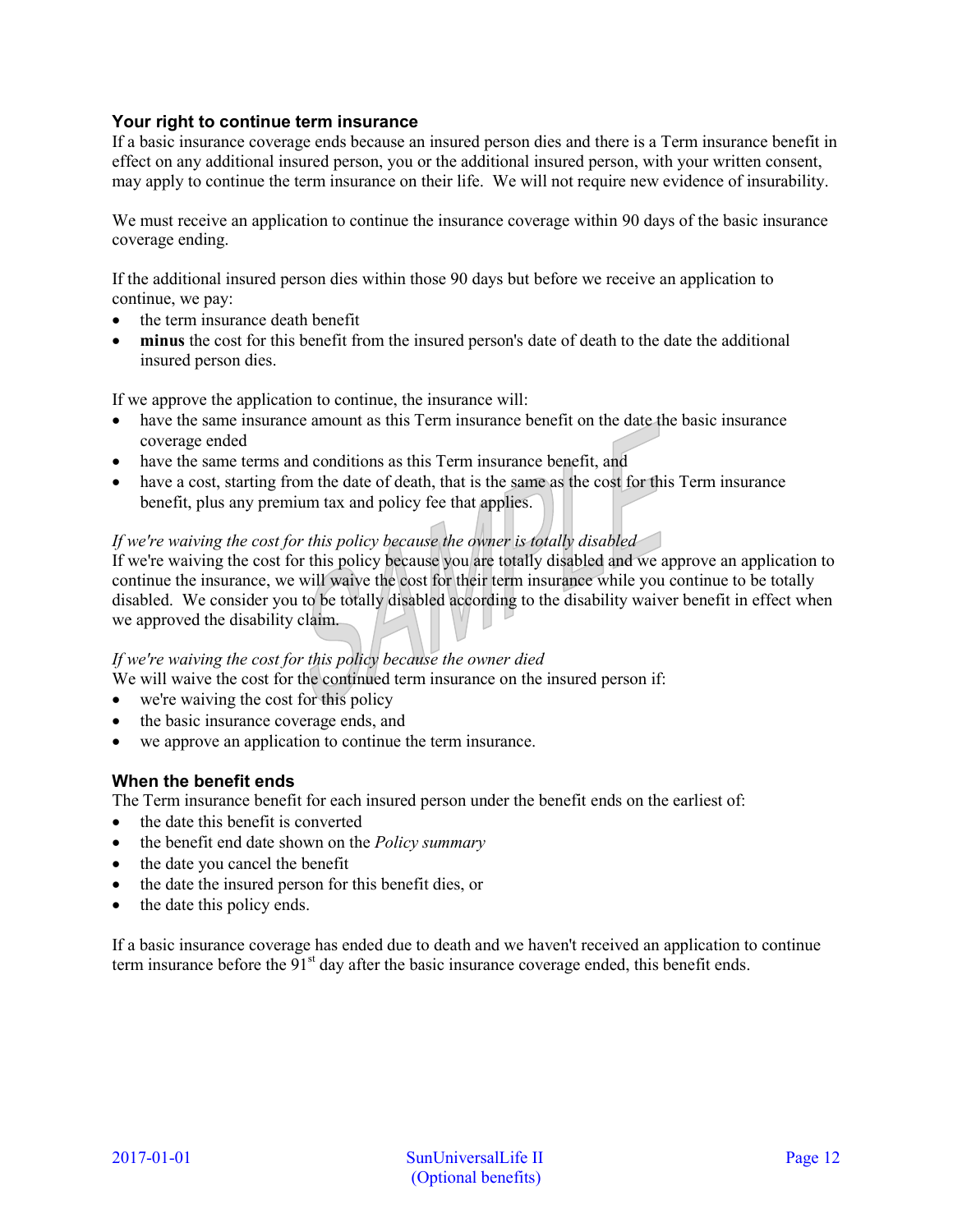### Your right to continue term insurance

If a basic insurance coverage ends because an insured person dies and there is a Term insurance benefit in effect on any additional insured person, you or the additional insured person, with your written consent, may apply to continue the term insurance on their life. We will not require new evidence of insurability.

We must receive an application to continue the insurance coverage within 90 days of the basic insurance coverage ending.

If the additional insured person dies within those 90 days but before we receive an application to continue, we pay:

- the term insurance death benefit
- **minus** the cost for this benefit from the insured person's date of death to the date the additional insured person dies.

If we approve the application to continue, the insurance will:

- have the same insurance amount as this Term insurance benefit on the date the basic insurance coverage ended
- have the same terms and conditions as this Term insurance benefit, and
- have a cost, starting from the date of death, that is the same as the cost for this Term insurance benefit, plus any premium tax and policy fee that applies.

*If we're waiving the cost for this policy because the owner is totally disabled*

If we're waiving the cost for this policy because you are totally disabled and we approve an application to continue the insurance, we will waive the cost for their term insurance while you continue to be totally disabled. We consider you to be totally disabled according to the disability waiver benefit in effect when we approved the disability claim.

*If we're waiving the cost for this policy because the owner died*

We will waive the cost for the continued term insurance on the insured person if:

- we're waiving the cost for this policy
- the basic insurance coverage ends, and
- we approve an application to continue the term insurance.

### When the benefit ends

The Term insurance benefit for each insured person under the benefit ends on the earliest of:

- the date this benefit is converted
- the benefit end date shown on the *Policy summary*
- the date you cancel the benefit
- the date the insured person for this benefit dies, or
- the date this policy ends.

If a basic insurance coverage has ended due to death and we haven't received an application to continue term insurance before the 91st day after the basic insurance coverage ended, this benefit ends.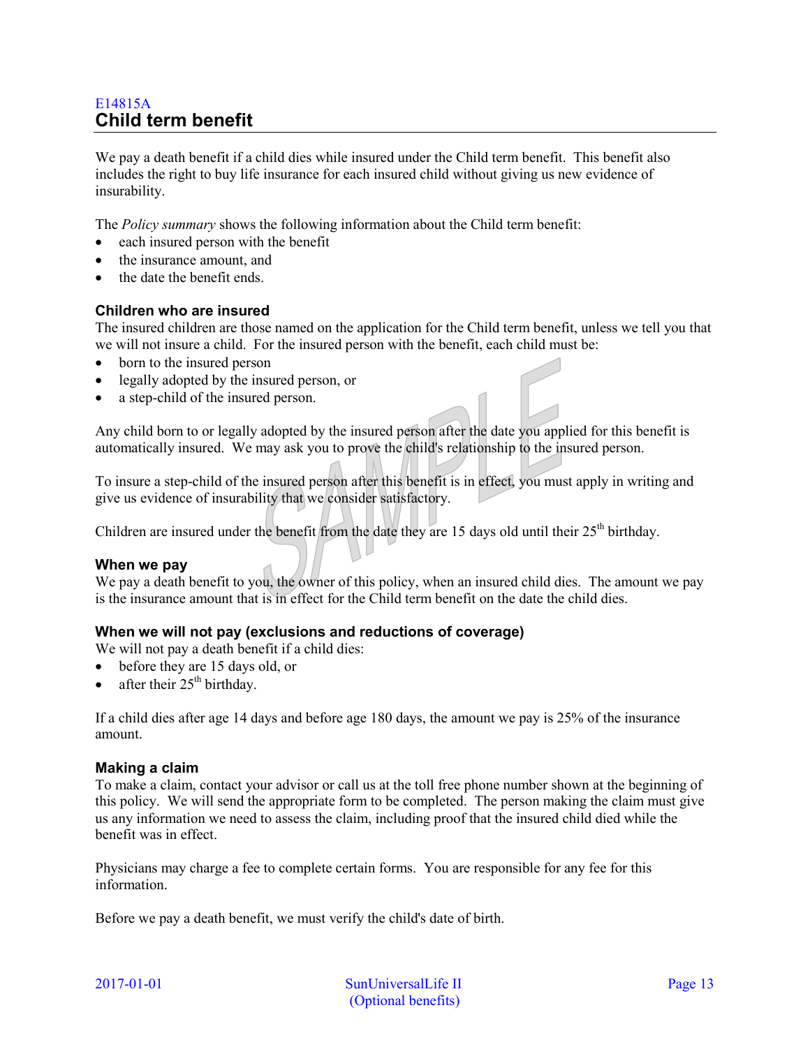E14815A

## Child term benefit

We pay a death benefit if a child dies while insured under the Child term benefit. This benefit also includes the right to buy life insurance for each insured child without giving us new evidence of insurability.

The *Policy summary* shows the following information about the Child term benefit:

- each insured person with the benefit
- the insurance amount, and
- the date the benefit ends.

### Children who are insured

The insured children are those named on the application for the Child term benefit, unless we tell you that we will not insure a child. For the insured person with the benefit, each child must be:

- born to the insured person
- legally adopted by the insured person, or
- a step-child of the insured person.

Any child born to or legally adopted by the insured person after the date you applied for this benefit is automatically insured. We may ask you to prove the child's relationship to the insured person.

To insure a step-child of the insured person after this benefit is in effect, you must apply in writing and give us evidence of insurability that we consider satisfactory.

Children are insured under the benefit from the date they are 15 days old until their 25th birthday.

### When we pay

We pay a death benefit to you, the owner of this policy, when an insured child dies. The amount we pay is the insurance amount that is in effect for the Child term benefit on the date the child dies.

### When we will not pay (exclusions and reductions of coverage)

We will not pay a death benefit if a child dies:

- before they are 15 days old, or
- after their 25th birthday.

If a child dies after age 14 days and before age 180 days, the amount we pay is 25% of the insurance amount.

### Making a claim

To make a claim, contact your advisor or call us at the toll free phone number shown at the beginning of this policy. We will send the appropriate form to be completed. The person making the claim must give us any information we need to assess the claim, including proof that the insured child died while the benefit was in effect.

Physicians may charge a fee to complete certain forms. You are responsible for any fee for this information.

Before we pay a death benefit, we must verify the child's date of birth.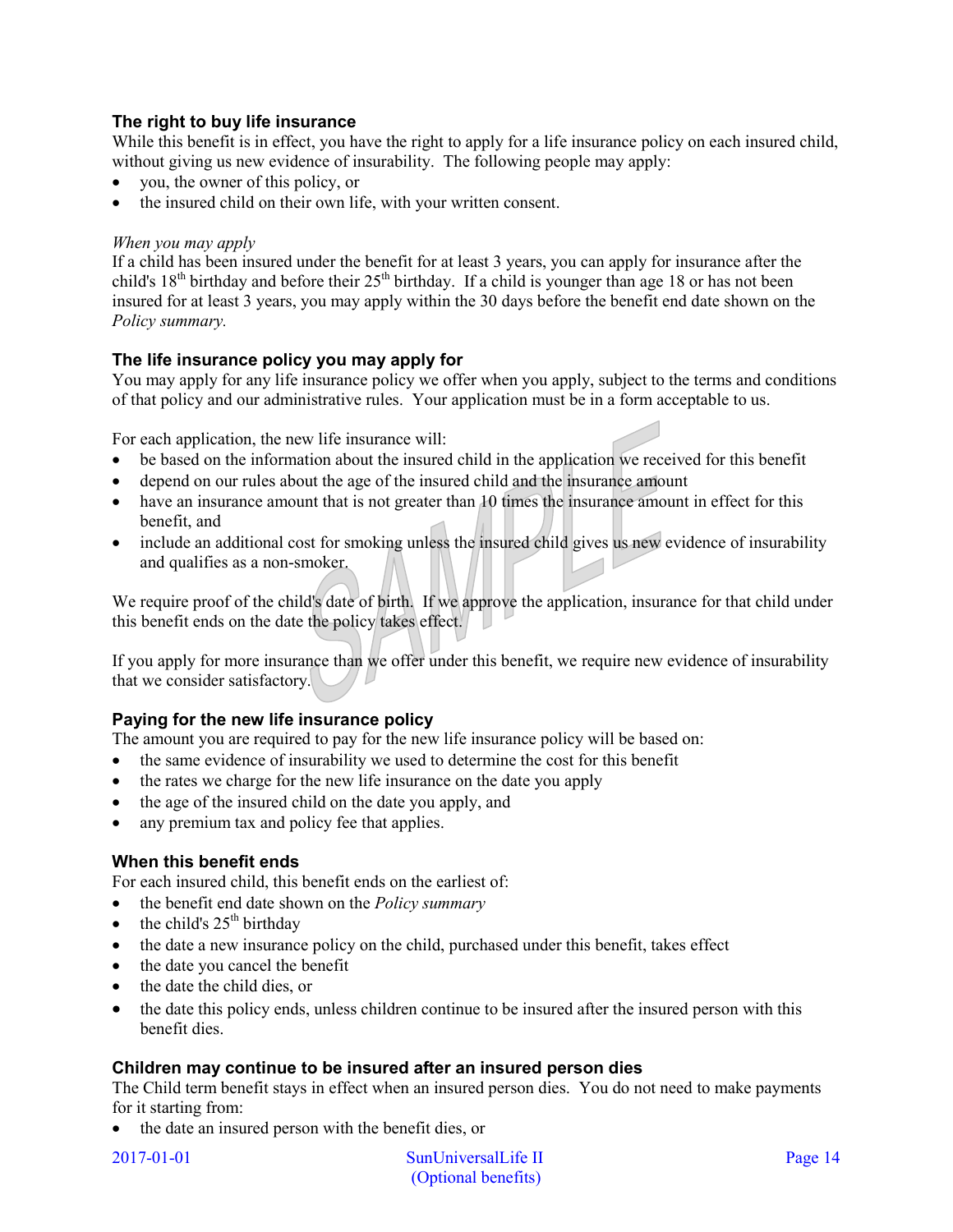### The right to buy life insurance

While this benefit is in effect, you have the right to apply for a life insurance policy on each insured child, without giving us new evidence of insurability. The following people may apply:

- you, the owner of this policy, or
- the insured child on their own life, with your written consent.

*When you may apply*

If a child has been insured under the benefit for at least 3 years, you can apply for insurance after the child's 18th birthday and before their 25th birthday. If a child is younger than age 18 or has not been insured for at least 3 years, you may apply within the 30 days before the benefit end date shown on the *Policy summary.*

### The life insurance policy you may apply for

You may apply for any life insurance policy we offer when you apply, subject to the terms and conditions of that policy and our administrative rules. Your application must be in a form acceptable to us.

For each application, the new life insurance will:

- be based on the information about the insured child in the application we received for this benefit
- depend on our rules about the age of the insured child and the insurance amount
- have an insurance amount that is not greater than 10 times the insurance amount in effect for this benefit, and
- include an additional cost for smoking unless the insured child gives us new evidence of insurability and qualifies as a non-smoker.

We require proof of the child's date of birth. If we approve the application, insurance for that child under this benefit ends on the date the policy takes effect.

If you apply for more insurance than we offer under this benefit, we require new evidence of insurability that we consider satisfactory.

### Paying for the new life insurance policy

The amount you are required to pay for the new life insurance policy will be based on:

- the same evidence of insurability we used to determine the cost for this benefit
- the rates we charge for the new life insurance on the date you apply
- the age of the insured child on the date you apply, and
- any premium tax and policy fee that applies.

### When this benefit ends

For each insured child, this benefit ends on the earliest of:

- the benefit end date shown on the *Policy summary*
- the child's 25th birthday
- the date a new insurance policy on the child, purchased under this benefit, takes effect
- the date you cancel the benefit
- the date the child dies, or
- the date this policy ends, unless children continue to be insured after the insured person with this benefit dies.

### Children may continue to be insured after an insured person dies

The Child term benefit stays in effect when an insured person dies. You do not need to make payments for it starting from:

- the date an insured person with the benefit dies, or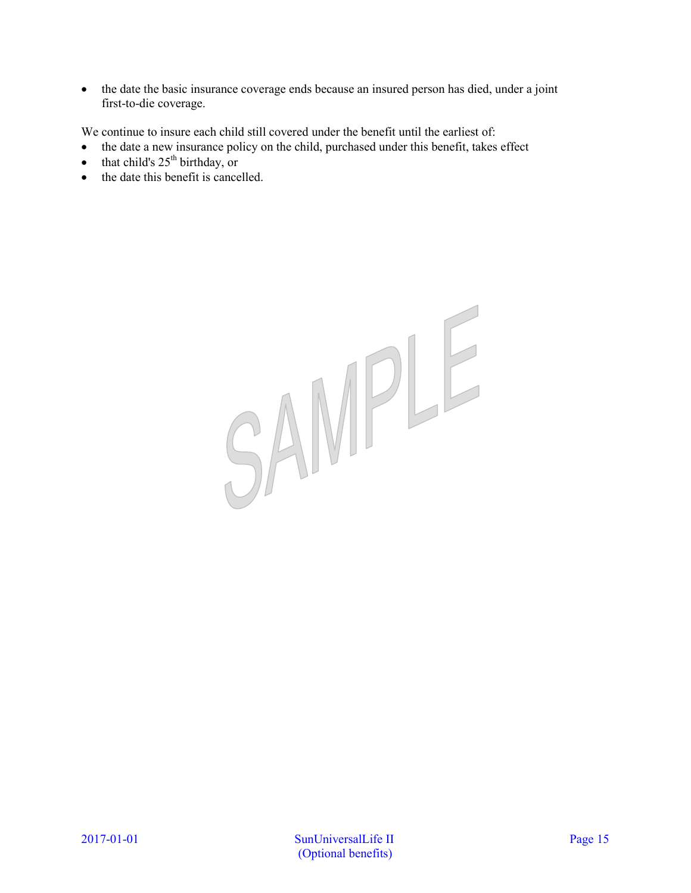- the date the basic insurance coverage ends because an insured person has died, under a joint first-to-die coverage.

We continue to insure each child still covered under the benefit until the earliest of:

- the date a new insurance policy on the child, purchased under this benefit, takes effect
- that child's 25th birthday, or
- the date this benefit is cancelled.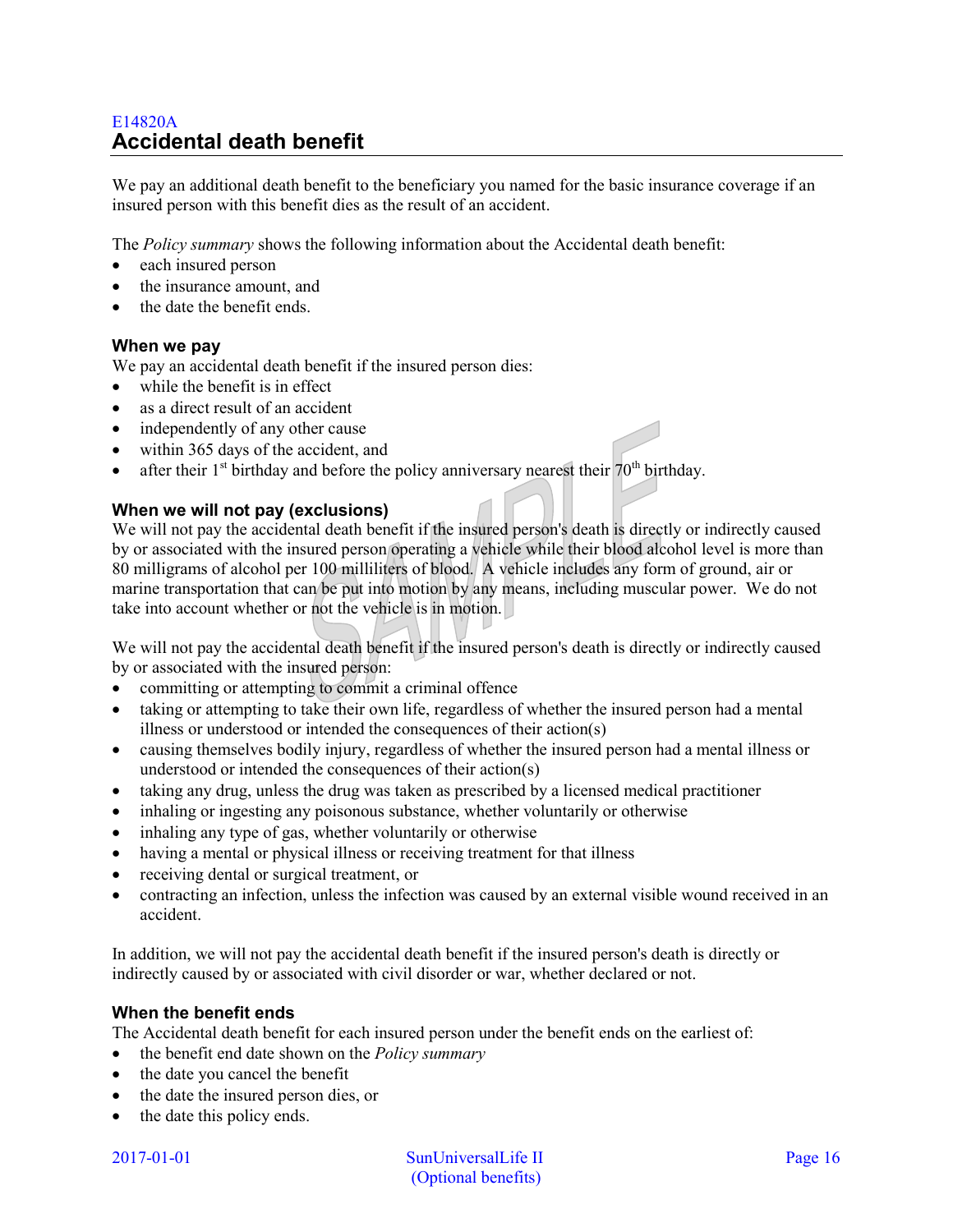E14820A

## Accidental death benefit

We pay an additional death benefit to the beneficiary you named for the basic insurance coverage if an insured person with this benefit dies as the result of an accident.

The *Policy summary* shows the following information about the Accidental death benefit:

- each insured person
- the insurance amount, and
- the date the benefit ends.

### When we pay

We pay an accidental death benefit if the insured person dies:

- while the benefit is in effect
- as a direct result of an accident
- independently of any other cause
- within 365 days of the accident, and
- after their 1st birthday and before the policy anniversary nearest their 70th birthday.

### When we will not pay (exclusions)

We will not pay the accidental death benefit if the insured person's death is directly or indirectly caused by or associated with the insured person operating a vehicle while their blood alcohol level is more than 80 milligrams of alcohol per 100 milliliters of blood. A vehicle includes any form of ground, air or marine transportation that can be put into motion by any means, including muscular power. We do not take into account whether or not the vehicle is in motion.

We will not pay the accidental death benefit if the insured person's death is directly or indirectly caused by or associated with the insured person:

- committing or attempting to commit a criminal offence
- taking or attempting to take their own life, regardless of whether the insured person had a mental illness or understood or intended the consequences of their action(s)
- causing themselves bodily injury, regardless of whether the insured person had a mental illness or understood or intended the consequences of their action(s)
- taking any drug, unless the drug was taken as prescribed by a licensed medical practitioner
- inhaling or ingesting any poisonous substance, whether voluntarily or otherwise
- inhaling any type of gas, whether voluntarily or otherwise
- having a mental or physical illness or receiving treatment for that illness
- receiving dental or surgical treatment, or
- contracting an infection, unless the infection was caused by an external visible wound received in an accident.

In addition, we will not pay the accidental death benefit if the insured person's death is directly or indirectly caused by or associated with civil disorder or war, whether declared or not.

### When the benefit ends

The Accidental death benefit for each insured person under the benefit ends on the earliest of:

- the benefit end date shown on the *Policy summary*
- the date you cancel the benefit
- the date the insured person dies, or
- the date this policy ends.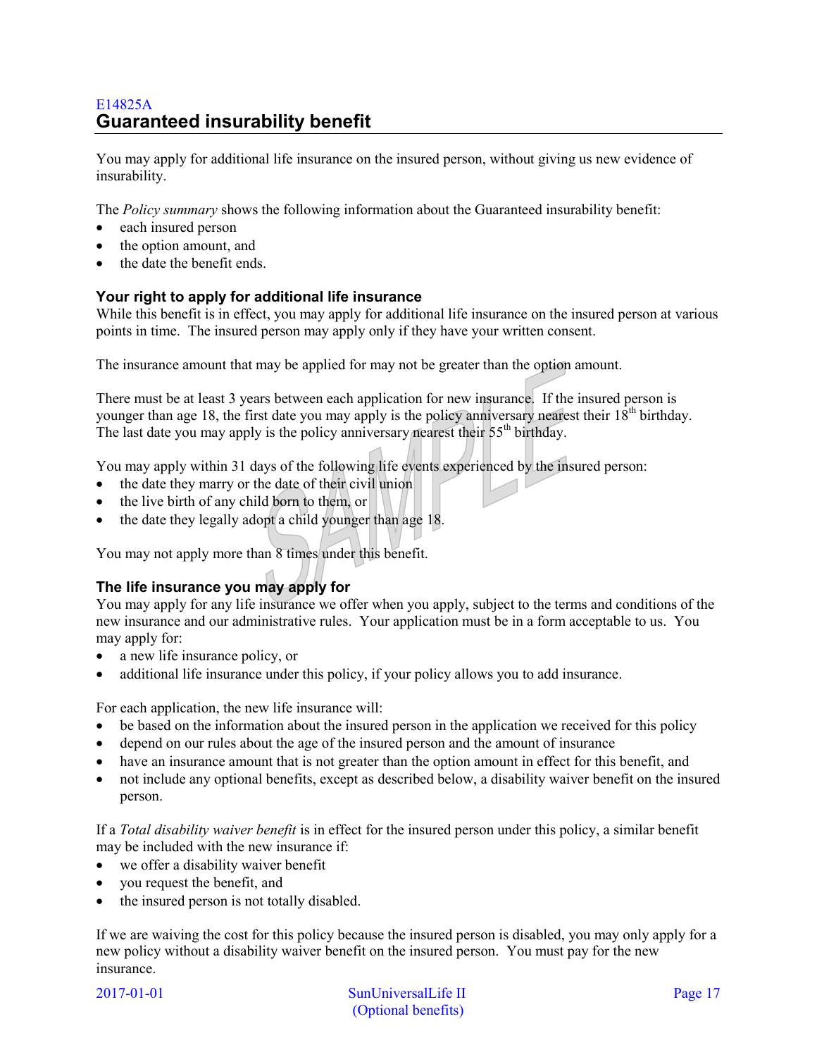E14825A

## Guaranteed insurability benefit

You may apply for additional life insurance on the insured person, without giving us new evidence of insurability.

The *Policy summary* shows the following information about the Guaranteed insurability benefit:

- each insured person
- the option amount, and
- the date the benefit ends.

### Your right to apply for additional life insurance

While this benefit is in effect, you may apply for additional life insurance on the insured person at various points in time. The insured person may apply only if they have your written consent.

The insurance amount that may be applied for may not be greater than the option amount.

There must be at least 3 years between each application for new insurance. If the insured person is younger than age 18, the first date you may apply is the policy anniversary nearest their 18th birthday. The last date you may apply is the policy anniversary nearest their 55th birthday.

You may apply within 31 days of the following life events experienced by the insured person:

- the date they marry or the date of their civil union
- the live birth of any child born to them, or
- the date they legally adopt a child younger than age 18.

You may not apply more than 8 times under this benefit.

### The life insurance you may apply for

You may apply for any life insurance we offer when you apply, subject to the terms and conditions of the new insurance and our administrative rules. Your application must be in a form acceptable to us. You may apply for:

- a new life insurance policy, or
- additional life insurance under this policy, if your policy allows you to add insurance.

For each application, the new life insurance will:

- be based on the information about the insured person in the application we received for this policy
- depend on our rules about the age of the insured person and the amount of insurance
- have an insurance amount that is not greater than the option amount in effect for this benefit, and
- not include any optional benefits, except as described below, a disability waiver benefit on the insured person.

If a *Total disability waiver benefit* is in effect for the insured person under this policy, a similar benefit may be included with the new insurance if:

- we offer a disability waiver benefit
- you request the benefit, and
- the insured person is not totally disabled.

If we are waiving the cost for this policy because the insured person is disabled, you may only apply for a new policy without a disability waiver benefit on the insured person. You must pay for the new insurance.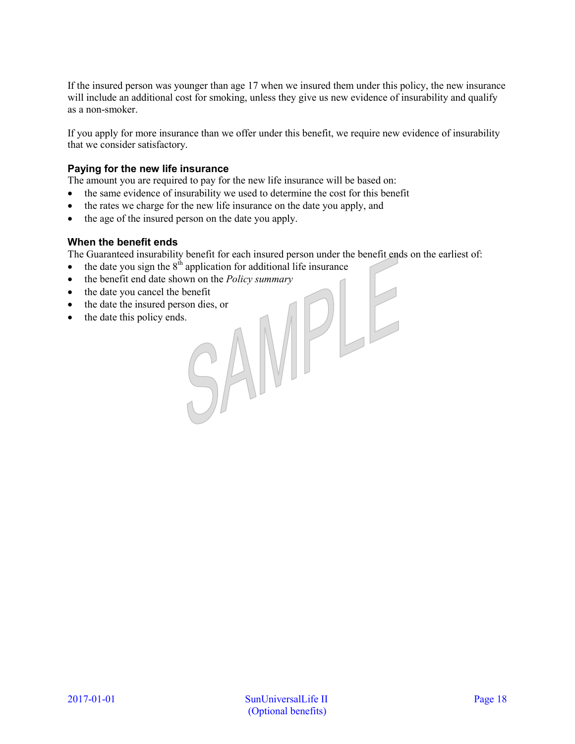If the insured person was younger than age 17 when we insured them under this policy, the new insurance will include an additional cost for smoking, unless they give us new evidence of insurability and qualify as a non-smoker.

If you apply for more insurance than we offer under this benefit, we require new evidence of insurability that we consider satisfactory.

### Paying for the new life insurance

The amount you are required to pay for the new life insurance will be based on:

- the same evidence of insurability we used to determine the cost for this benefit
- the rates we charge for the new life insurance on the date you apply, and
- the age of the insured person on the date you apply.

### When the benefit ends

The Guaranteed insurability benefit for each insured person under the benefit ends on the earliest of:

- the date you sign the 8th application for additional life insurance
- the benefit end date shown on the *Policy summary*
- the date you cancel the benefit
- the date the insured person dies, or
- the date this policy ends.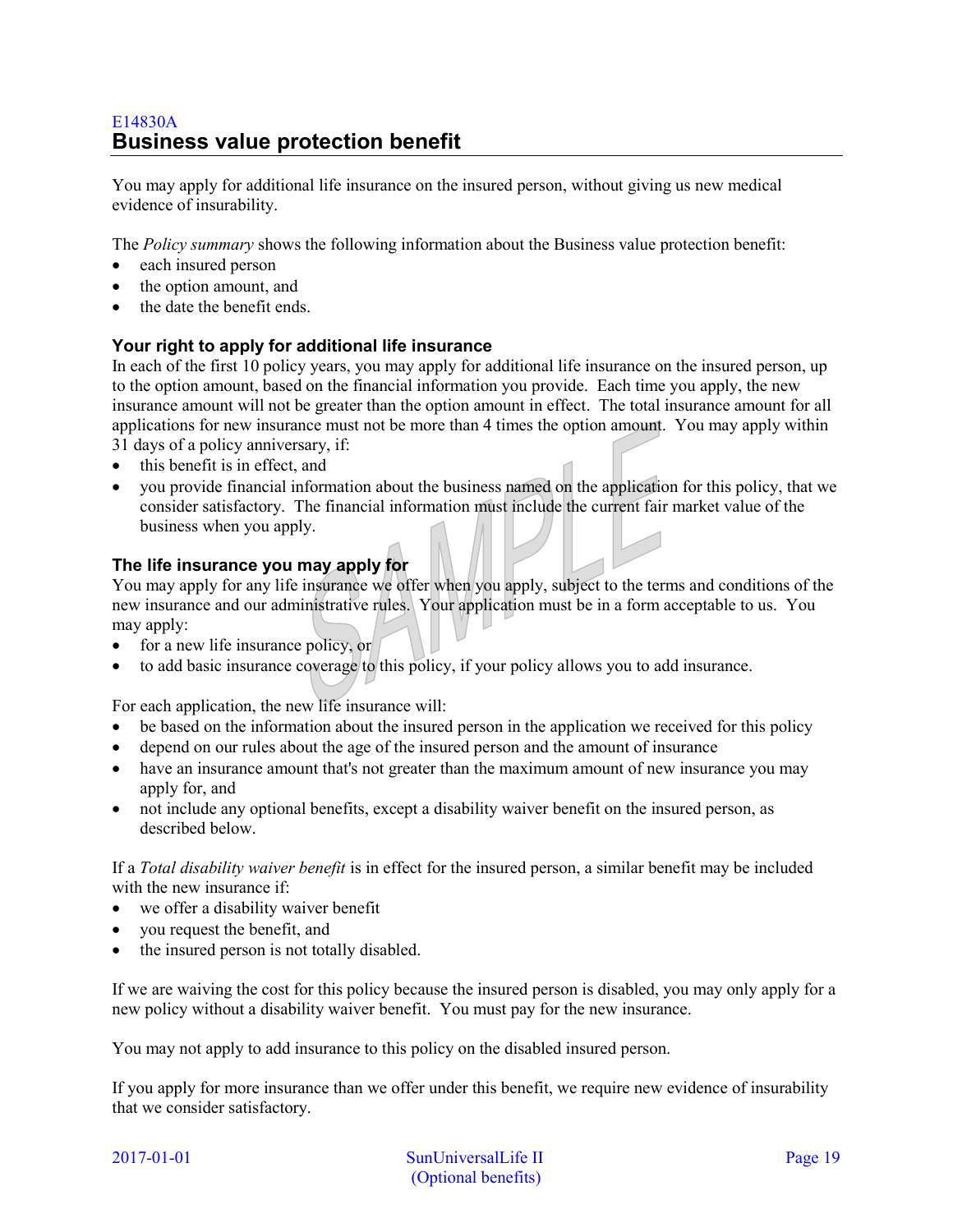E14830A

## Business value protection benefit

You may apply for additional life insurance on the insured person, without giving us new medical evidence of insurability.

The *Policy summary* shows the following information about the Business value protection benefit:

- each insured person
- the option amount, and
- the date the benefit ends.

### Your right to apply for additional life insurance

In each of the first 10 policy years, you may apply for additional life insurance on the insured person, up to the option amount, based on the financial information you provide. Each time you apply, the new insurance amount will not be greater than the option amount in effect. The total insurance amount for all applications for new insurance must not be more than 4 times the option amount. You may apply within 31 days of a policy anniversary, if:

- this benefit is in effect, and
- you provide financial information about the business named on the application for this policy, that we consider satisfactory. The financial information must include the current fair market value of the business when you apply.

### The life insurance you may apply for

You may apply for any life insurance we offer when you apply, subject to the terms and conditions of the new insurance and our administrative rules. Your application must be in a form acceptable to us. You may apply:

- for a new life insurance policy, or
- to add basic insurance coverage to this policy, if your policy allows you to add insurance.

For each application, the new life insurance will:

- be based on the information about the insured person in the application we received for this policy
- depend on our rules about the age of the insured person and the amount of insurance
- have an insurance amount that's not greater than the maximum amount of new insurance you may apply for, and
- not include any optional benefits, except a disability waiver benefit on the insured person, as described below.

If a *Total disability waiver benefit* is in effect for the insured person, a similar benefit may be included with the new insurance if:

- we offer a disability waiver benefit
- you request the benefit, and
- the insured person is not totally disabled.

If we are waiving the cost for this policy because the insured person is disabled, you may only apply for a new policy without a disability waiver benefit. You must pay for the new insurance.

You may not apply to add insurance to this policy on the disabled insured person.

If you apply for more insurance than we offer under this benefit, we require new evidence of insurability that we consider satisfactory.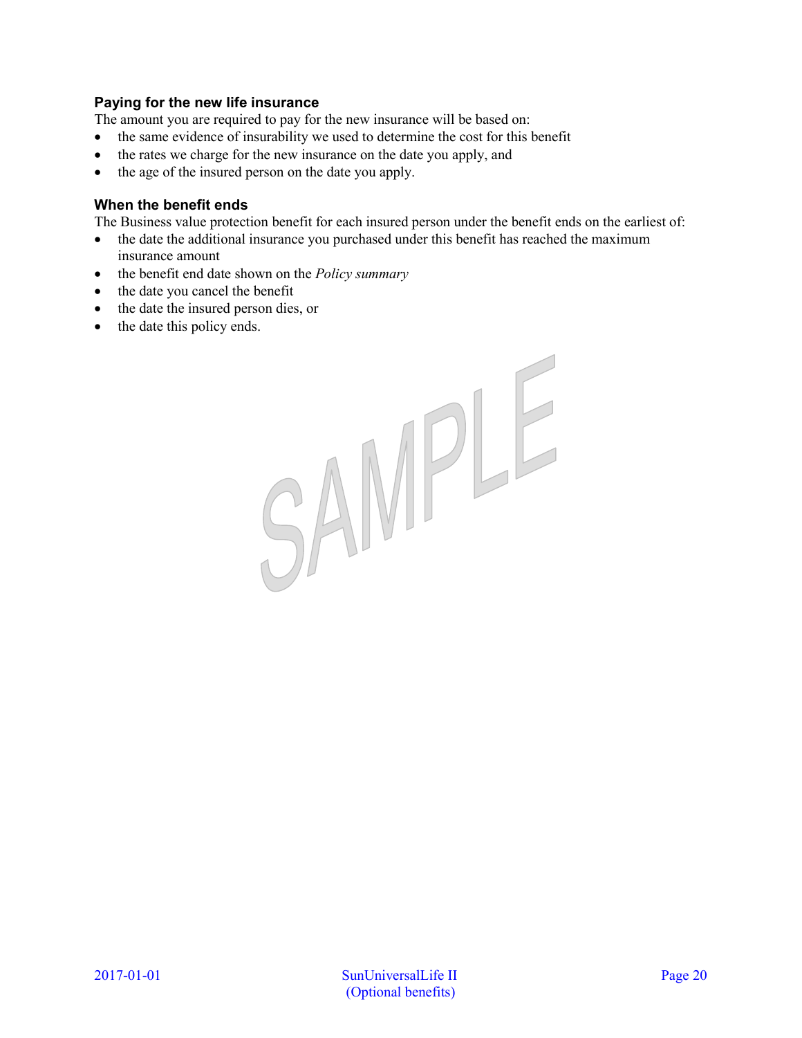### Paying for the new life insurance

The amount you are required to pay for the new insurance will be based on:

- the same evidence of insurability we used to determine the cost for this benefit
- the rates we charge for the new insurance on the date you apply, and
- the age of the insured person on the date you apply.

### When the benefit ends

The Business value protection benefit for each insured person under the benefit ends on the earliest of:

- the date the additional insurance you purchased under this benefit has reached the maximum insurance amount
- the benefit end date shown on the *Policy summary*
- the date you cancel the benefit
- the date the insured person dies, or
- the date this policy ends.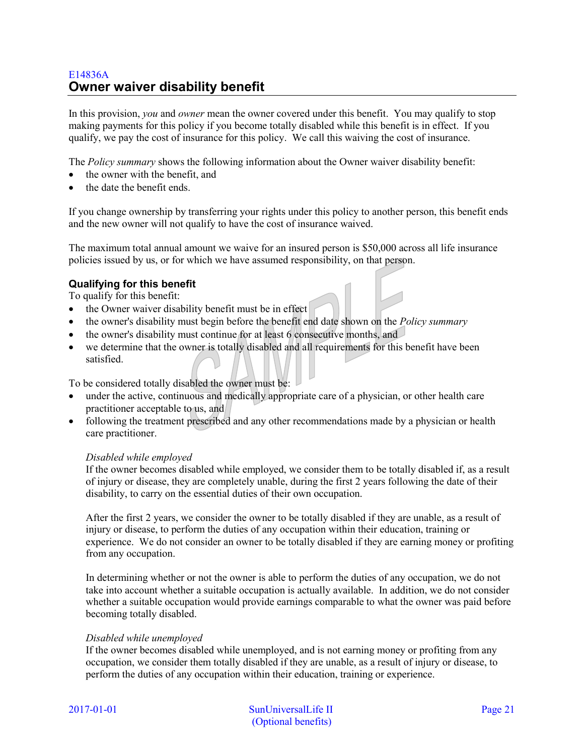E14836A

## Owner waiver disability benefit

In this provision, *you* and *owner* mean the owner covered under this benefit. You may qualify to stop making payments for this policy if you become totally disabled while this benefit is in effect. If you qualify, we pay the cost of insurance for this policy. We call this waiving the cost of insurance.

The *Policy summary* shows the following information about the Owner waiver disability benefit:

- the owner with the benefit, and
- the date the benefit ends.

If you change ownership by transferring your rights under this policy to another person, this benefit ends and the new owner will not qualify to have the cost of insurance waived.

The maximum total annual amount we waive for an insured person is $50,000 across all life insurance policies issued by us, or for which we have assumed responsibility, on that person.

### Qualifying for this benefit

To qualify for this benefit:

- the Owner waiver disability benefit must be in effect
- the owner's disability must begin before the benefit end date shown on the *Policy summary*
- the owner's disability must continue for at least 6 consecutive months, and
- we determine that the owner is totally disabled and all requirements for this benefit have been satisfied.

To be considered totally disabled the owner must be:

- under the active, continuous and medically appropriate care of a physician, or other health care practitioner acceptable to us, and
- following the treatment prescribed and any other recommendations made by a physician or health care practitioner.

*Disabled while employed*

If the owner becomes disabled while employed, we consider them to be totally disabled if, as a result of injury or disease, they are completely unable, during the first 2 years following the date of their disability, to carry on the essential duties of their own occupation.

After the first 2 years, we consider the owner to be totally disabled if they are unable, as a result of injury or disease, to perform the duties of any occupation within their education, training or experience. We do not consider an owner to be totally disabled if they are earning money or profiting from any occupation.

In determining whether or not the owner is able to perform the duties of any occupation, we do not take into account whether a suitable occupation is actually available. In addition, we do not consider whether a suitable occupation would provide earnings comparable to what the owner was paid before becoming totally disabled.

*Disabled while unemployed*

If the owner becomes disabled while unemployed, and is not earning money or profiting from any occupation, we consider them totally disabled if they are unable, as a result of injury or disease, to perform the duties of any occupation within their education, training or experience.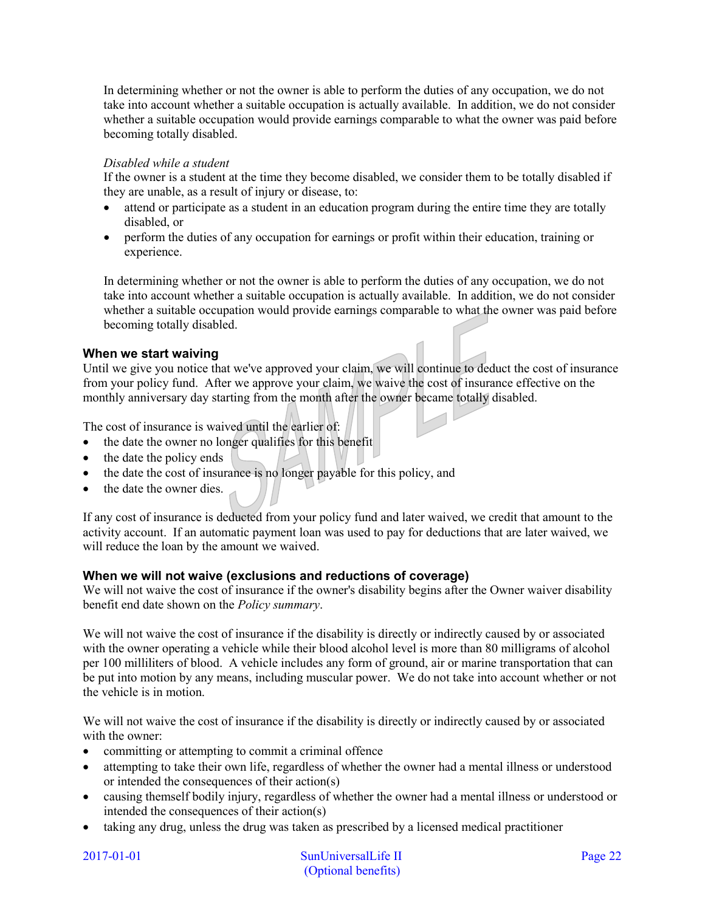In determining whether or not the owner is able to perform the duties of any occupation, we do not take into account whether a suitable occupation is actually available. In addition, we do not consider whether a suitable occupation would provide earnings comparable to what the owner was paid before becoming totally disabled.

*Disabled while a student*

If the owner is a student at the time they become disabled, we consider them to be totally disabled if they are unable, as a result of injury or disease, to:

- attend or participate as a student in an education program during the entire time they are totally disabled, or
- perform the duties of any occupation for earnings or profit within their education, training or experience.

In determining whether or not the owner is able to perform the duties of any occupation, we do not take into account whether a suitable occupation is actually available. In addition, we do not consider whether a suitable occupation would provide earnings comparable to what the owner was paid before becoming totally disabled.

### When we start waiving

Until we give you notice that we've approved your claim, we will continue to deduct the cost of insurance from your policy fund. After we approve your claim, we waive the cost of insurance effective on the monthly anniversary day starting from the month after the owner became totally disabled.

The cost of insurance is waived until the earlier of:

- the date the owner no longer qualifies for this benefit
- the date the policy ends
- the date the cost of insurance is no longer payable for this policy, and
- the date the owner dies.

If any cost of insurance is deducted from your policy fund and later waived, we credit that amount to the activity account. If an automatic payment loan was used to pay for deductions that are later waived, we will reduce the loan by the amount we waived.

### When we will not waive (exclusions and reductions of coverage)

We will not waive the cost of insurance if the owner's disability begins after the Owner waiver disability benefit end date shown on the *Policy summary*.

We will not waive the cost of insurance if the disability is directly or indirectly caused by or associated with the owner operating a vehicle while their blood alcohol level is more than 80 milligrams of alcohol per 100 milliliters of blood. A vehicle includes any form of ground, air or marine transportation that can be put into motion by any means, including muscular power. We do not take into account whether or not the vehicle is in motion.

We will not waive the cost of insurance if the disability is directly or indirectly caused by or associated with the owner:

- committing or attempting to commit a criminal offence
- attempting to take their own life, regardless of whether the owner had a mental illness or understood or intended the consequences of their action(s)
- causing themself bodily injury, regardless of whether the owner had a mental illness or understood or intended the consequences of their action(s)
- taking any drug, unless the drug was taken as prescribed by a licensed medical practitioner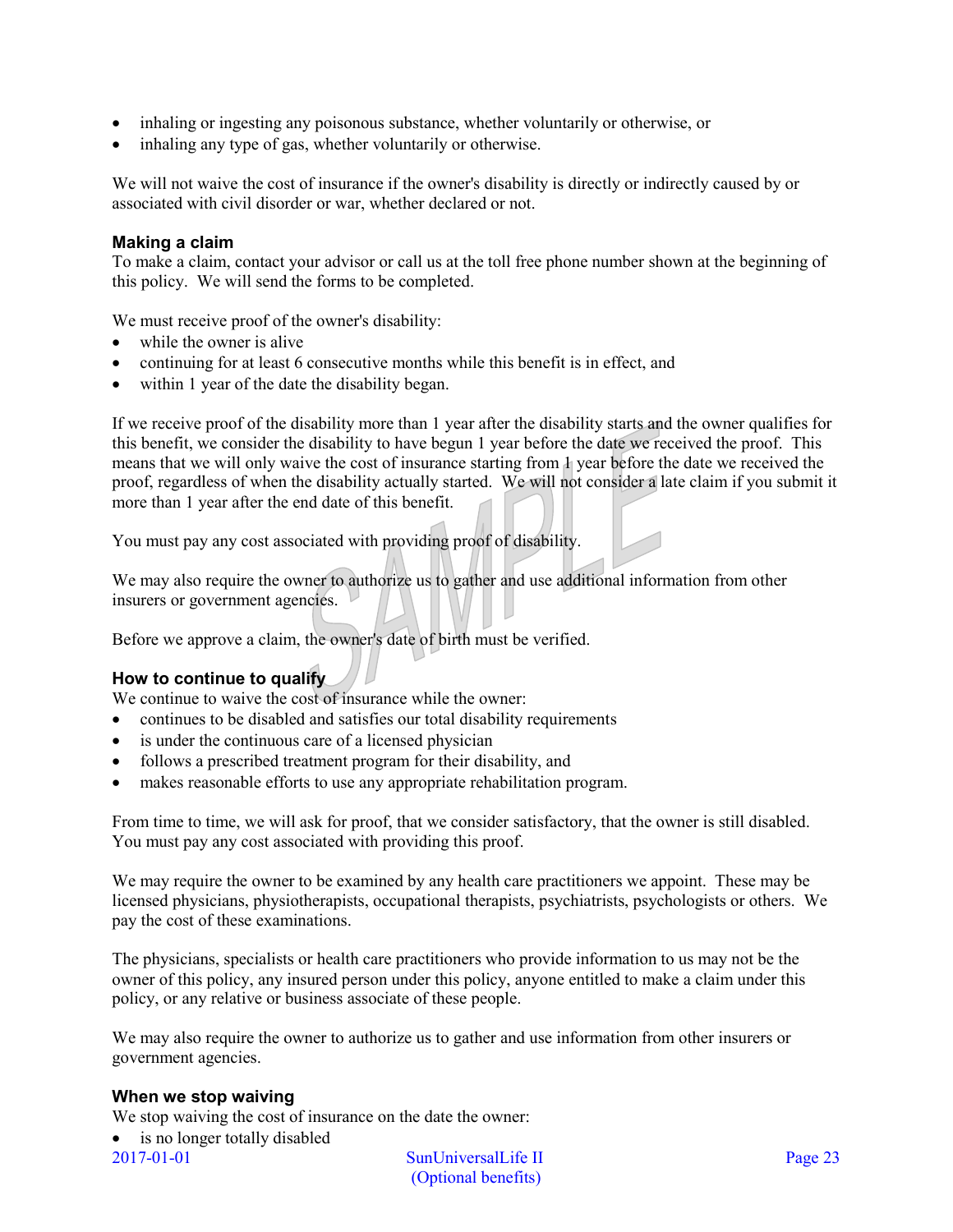- inhaling or ingesting any poisonous substance, whether voluntarily or otherwise, or
- inhaling any type of gas, whether voluntarily or otherwise.

We will not waive the cost of insurance if the owner's disability is directly or indirectly caused by or associated with civil disorder or war, whether declared or not.

### Making a claim

To make a claim, contact your advisor or call us at the toll free phone number shown at the beginning of this policy. We will send the forms to be completed.

We must receive proof of the owner's disability:

- while the owner is alive
- continuing for at least 6 consecutive months while this benefit is in effect, and
- within 1 year of the date the disability began.

If we receive proof of the disability more than 1 year after the disability starts and the owner qualifies for this benefit, we consider the disability to have begun 1 year before the date we received the proof. This means that we will only waive the cost of insurance starting from 1 year before the date we received the proof, regardless of when the disability actually started. We will not consider a late claim if you submit it more than 1 year after the end date of this benefit.

You must pay any cost associated with providing proof of disability.

We may also require the owner to authorize us to gather and use additional information from other insurers or government agencies.

Before we approve a claim, the owner's date of birth must be verified.

### How to continue to qualify

We continue to waive the cost of insurance while the owner:

- continues to be disabled and satisfies our total disability requirements
- is under the continuous care of a licensed physician
- follows a prescribed treatment program for their disability, and
- makes reasonable efforts to use any appropriate rehabilitation program.

From time to time, we will ask for proof, that we consider satisfactory, that the owner is still disabled. You must pay any cost associated with providing this proof.

We may require the owner to be examined by any health care practitioners we appoint. These may be licensed physicians, physiotherapists, occupational therapists, psychiatrists, psychologists or others. We pay the cost of these examinations.

The physicians, specialists or health care practitioners who provide information to us may not be the owner of this policy, any insured person under this policy, anyone entitled to make a claim under this policy, or any relative or business associate of these people.

We may also require the owner to authorize us to gather and use information from other insurers or government agencies.

### When we stop waiving

We stop waiving the cost of insurance on the date the owner:

- is no longer totally disabled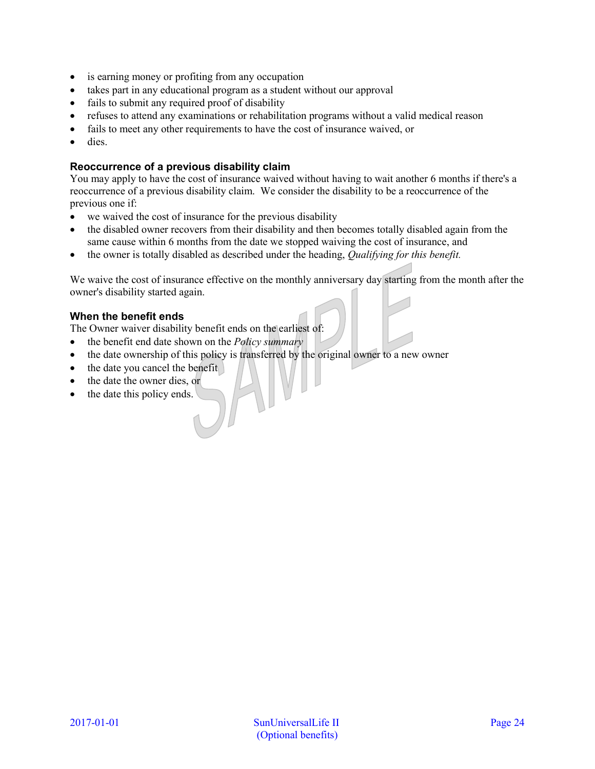- is earning money or profiting from any occupation
- takes part in any educational program as a student without our approval
- fails to submit any required proof of disability
- refuses to attend any examinations or rehabilitation programs without a valid medical reason
- fails to meet any other requirements to have the cost of insurance waived, or
- dies.

### Reoccurrence of a previous disability claim

You may apply to have the cost of insurance waived without having to wait another 6 months if there's a reoccurrence of a previous disability claim. We consider the disability to be a reoccurrence of the previous one if:

- we waived the cost of insurance for the previous disability
- the disabled owner recovers from their disability and then becomes totally disabled again from the same cause within 6 months from the date we stopped waiving the cost of insurance, and
- the owner is totally disabled as described under the heading, *Qualifying for this benefit.*

We waive the cost of insurance effective on the monthly anniversary day starting from the month after the owner's disability started again.

### When the benefit ends

The Owner waiver disability benefit ends on the earliest of:

- the benefit end date shown on the *Policy summary*
- the date ownership of this policy is transferred by the original owner to a new owner
- the date you cancel the benefit
- the date the owner dies, or
- the date this policy ends.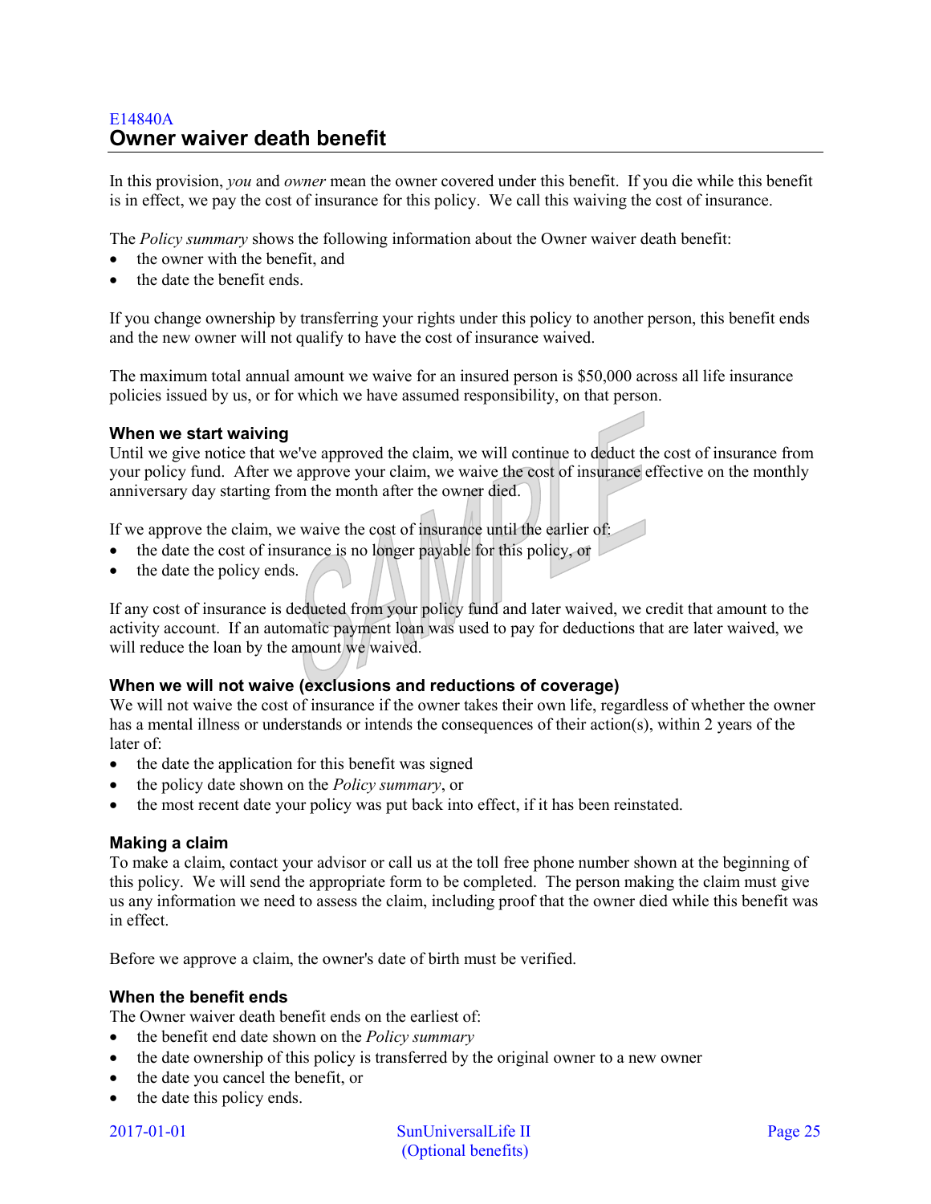E14840A

## Owner waiver death benefit

In this provision, *you* and *owner* mean the owner covered under this benefit. If you die while this benefit is in effect, we pay the cost of insurance for this policy. We call this waiving the cost of insurance.

The *Policy summary* shows the following information about the Owner waiver death benefit:

- the owner with the benefit, and
- the date the benefit ends.

If you change ownership by transferring your rights under this policy to another person, this benefit ends and the new owner will not qualify to have the cost of insurance waived.

The maximum total annual amount we waive for an insured person is $50,000 across all life insurance policies issued by us, or for which we have assumed responsibility, on that person.

### When we start waiving

Until we give notice that we've approved the claim, we will continue to deduct the cost of insurance from your policy fund. After we approve your claim, we waive the cost of insurance effective on the monthly anniversary day starting from the month after the owner died.

If we approve the claim, we waive the cost of insurance until the earlier of:

- the date the cost of insurance is no longer payable for this policy, or
- the date the policy ends.

If any cost of insurance is deducted from your policy fund and later waived, we credit that amount to the activity account. If an automatic payment loan was used to pay for deductions that are later waived, we will reduce the loan by the amount we waived.

### When we will not waive (exclusions and reductions of coverage)

We will not waive the cost of insurance if the owner takes their own life, regardless of whether the owner has a mental illness or understands or intends the consequences of their action(s), within 2 years of the later of:

- the date the application for this benefit was signed
- the policy date shown on the *Policy summary*, or
- the most recent date your policy was put back into effect, if it has been reinstated.

### Making a claim

To make a claim, contact your advisor or call us at the toll free phone number shown at the beginning of this policy. We will send the appropriate form to be completed. The person making the claim must give us any information we need to assess the claim, including proof that the owner died while this benefit was in effect.

Before we approve a claim, the owner's date of birth must be verified.

### When the benefit ends

The Owner waiver death benefit ends on the earliest of:

- the benefit end date shown on the *Policy summary*
- the date ownership of this policy is transferred by the original owner to a new owner
- the date you cancel the benefit, or
- the date this policy ends.